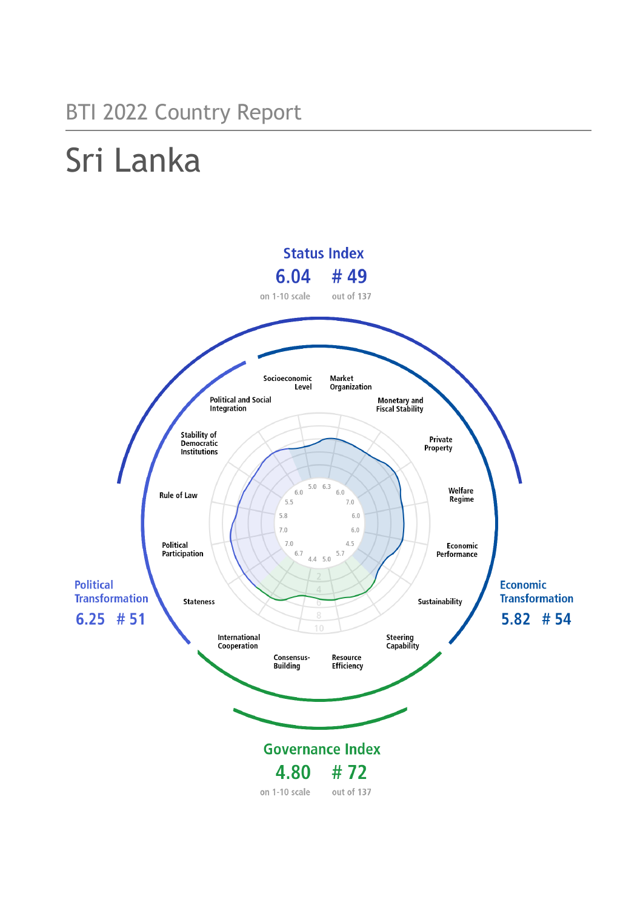BTI 2022 Country Report

# Sri Lanka

**Status Index**

**6.04** on 1-10 scale

**# 49** out of 137

**Political Transformation**

**6.25 # 51**

**Economic Transformation**

**5.82 # 54**

**Governance Index**

**4.80** on 1-10 scale

**# 72** out of 137

| Criterion | Score |
|---|---|
| Socioeconomic Level | 5.0 |
| Market Organization | 6.3 |
| Monetary and Fiscal Stability | 6.0 |
| Private Property | 7.0 |
| Welfare Regime | 6.0 |
| Economic Performance | 6.0 |
| Sustainability | 4.5 |
| Steering Capability | 5.7 |
| Resource Efficiency | 5.0 |
| Consensus-Building | 4.4 |
| International Cooperation | 6.7 |
| Stateness | 7.0 |
| Political Participation | 7.0 |
| Rule of Law | 5.8 |
| Stability of Democratic Institutions | 5.5 |
| Political and Social Integration | 6.0 |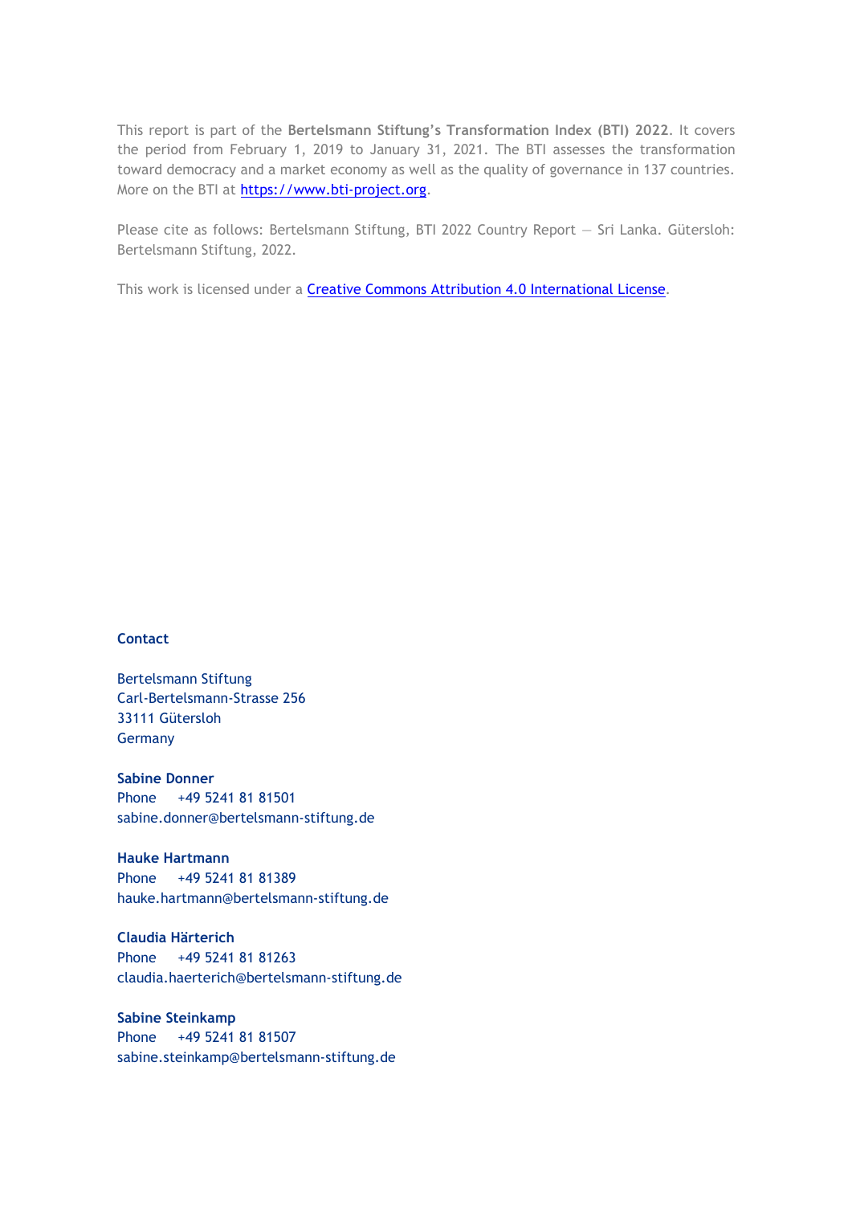This report is part of the **Bertelsmann Stiftung's Transformation Index (BTI) 2022**. It covers the period from February 1, 2019 to January 31, 2021. The BTI assesses the transformation toward democracy and a market economy as well as the quality of governance in 137 countries. More on the BTI at https://www.bti-project.org.

Please cite as follows: Bertelsmann Stiftung, BTI 2022 Country Report — Sri Lanka. Gütersloh: Bertelsmann Stiftung, 2022.

This work is licensed under a Creative Commons Attribution 4.0 International License.

**Contact**

Bertelsmann Stiftung
Carl-Bertelsmann-Strasse 256
33111 Gütersloh
Germany

**Sabine Donner**
Phone +49 5241 81 81501
sabine.donner@bertelsmann-stiftung.de

**Hauke Hartmann**
Phone +49 5241 81 81389
hauke.hartmann@bertelsmann-stiftung.de

**Claudia Härterich**
Phone +49 5241 81 81263
claudia.haerterich@bertelsmann-stiftung.de

**Sabine Steinkamp**
Phone +49 5241 81 81507
sabine.steinkamp@bertelsmann-stiftung.de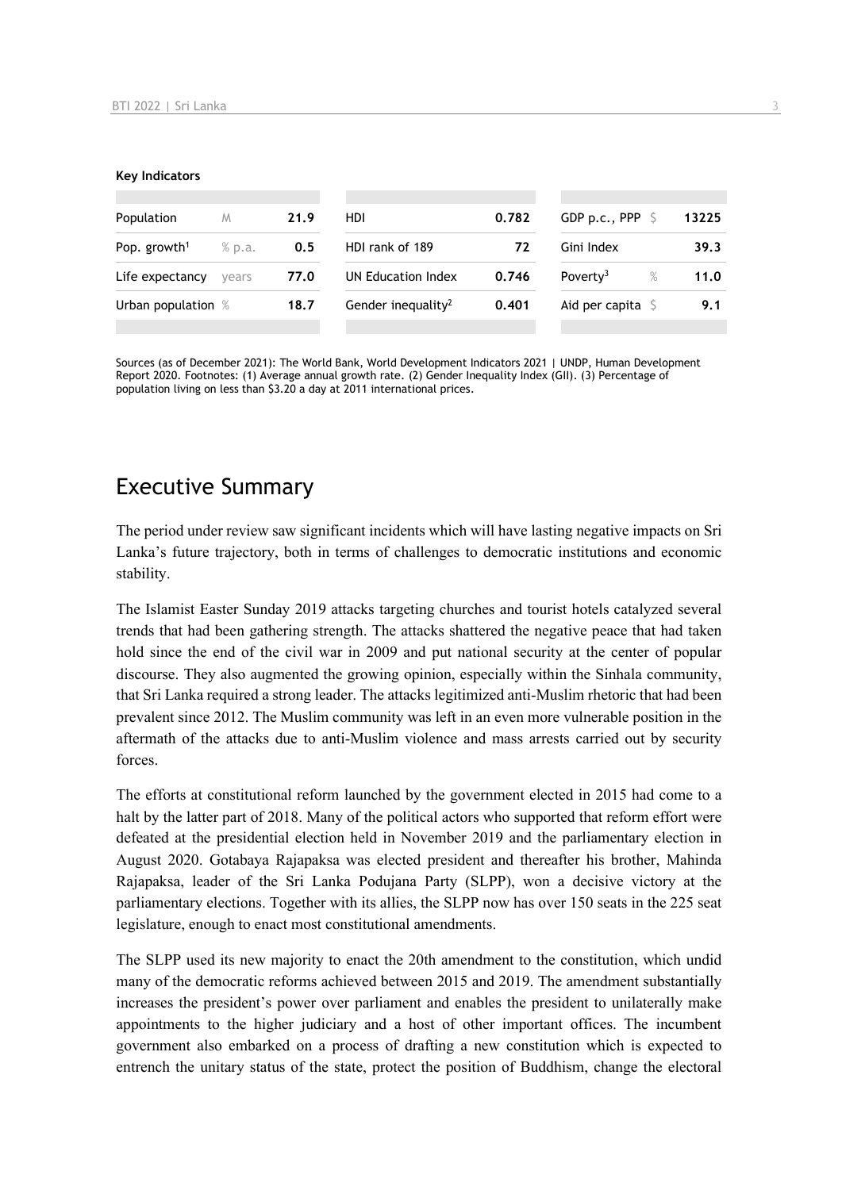**Key Indicators**

| Population | M | 21.9 | HDI | 0.782 | GDP p.c., PPP | $ | 13225 |
|---|---|---|---|---|---|---|---|
| Pop. growth[1] | % p.a. | 0.5 | HDI rank of 189 | 72 | Gini Index | | 39.3 |
| Life expectancy | years | 77.0 | UN Education Index | 0.746 | Poverty[3] | % | 11.0 |
| Urban population | % | 18.7 | Gender inequality[2] | 0.401 | Aid per capita | $ | 9.1 |

Sources (as of December 2021): The World Bank, World Development Indicators 2021 | UNDP, Human Development Report 2020. Footnotes: (1) Average annual growth rate. (2) Gender Inequality Index (GII). (3) Percentage of population living on less than $3.20 a day at 2011 international prices.

# Executive Summary

The period under review saw significant incidents which will have lasting negative impacts on Sri Lanka's future trajectory, both in terms of challenges to democratic institutions and economic stability.

The Islamist Easter Sunday 2019 attacks targeting churches and tourist hotels catalyzed several trends that had been gathering strength. The attacks shattered the negative peace that had taken hold since the end of the civil war in 2009 and put national security at the center of popular discourse. They also augmented the growing opinion, especially within the Sinhala community, that Sri Lanka required a strong leader. The attacks legitimized anti-Muslim rhetoric that had been prevalent since 2012. The Muslim community was left in an even more vulnerable position in the aftermath of the attacks due to anti-Muslim violence and mass arrests carried out by security forces.

The efforts at constitutional reform launched by the government elected in 2015 had come to a halt by the latter part of 2018. Many of the political actors who supported that reform effort were defeated at the presidential election held in November 2019 and the parliamentary election in August 2020. Gotabaya Rajapaksa was elected president and thereafter his brother, Mahinda Rajapaksa, leader of the Sri Lanka Podujana Party (SLPP), won a decisive victory at the parliamentary elections. Together with its allies, the SLPP now has over 150 seats in the 225 seat legislature, enough to enact most constitutional amendments.

The SLPP used its new majority to enact the 20th amendment to the constitution, which undid many of the democratic reforms achieved between 2015 and 2019. The amendment substantially increases the president's power over parliament and enables the president to unilaterally make appointments to the higher judiciary and a host of other important offices. The incumbent government also embarked on a process of drafting a new constitution which is expected to entrench the unitary status of the state, protect the position of Buddhism, change the electoral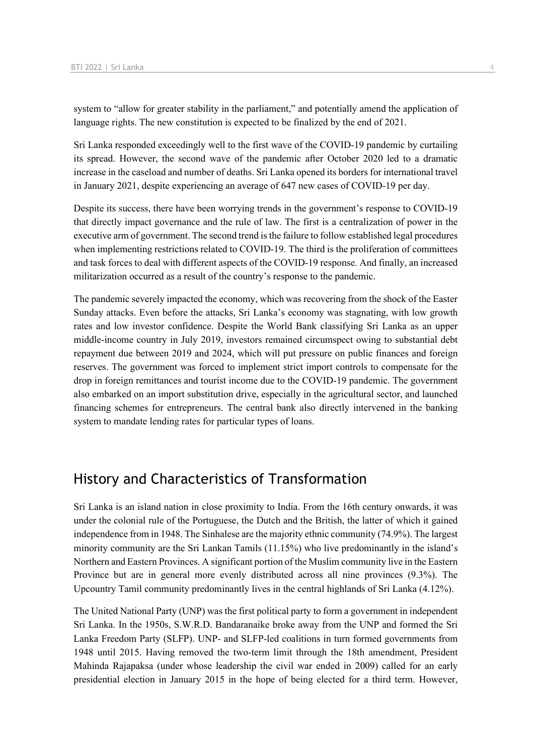system to "allow for greater stability in the parliament," and potentially amend the application of language rights. The new constitution is expected to be finalized by the end of 2021.

Sri Lanka responded exceedingly well to the first wave of the COVID-19 pandemic by curtailing its spread. However, the second wave of the pandemic after October 2020 led to a dramatic increase in the caseload and number of deaths. Sri Lanka opened its borders for international travel in January 2021, despite experiencing an average of 647 new cases of COVID-19 per day.

Despite its success, there have been worrying trends in the government's response to COVID-19 that directly impact governance and the rule of law. The first is a centralization of power in the executive arm of government. The second trend is the failure to follow established legal procedures when implementing restrictions related to COVID-19. The third is the proliferation of committees and task forces to deal with different aspects of the COVID-19 response. And finally, an increased militarization occurred as a result of the country's response to the pandemic.

The pandemic severely impacted the economy, which was recovering from the shock of the Easter Sunday attacks. Even before the attacks, Sri Lanka's economy was stagnating, with low growth rates and low investor confidence. Despite the World Bank classifying Sri Lanka as an upper middle-income country in July 2019, investors remained circumspect owing to substantial debt repayment due between 2019 and 2024, which will put pressure on public finances and foreign reserves. The government was forced to implement strict import controls to compensate for the drop in foreign remittances and tourist income due to the COVID-19 pandemic. The government also embarked on an import substitution drive, especially in the agricultural sector, and launched financing schemes for entrepreneurs. The central bank also directly intervened in the banking system to mandate lending rates for particular types of loans.

## History and Characteristics of Transformation

Sri Lanka is an island nation in close proximity to India. From the 16th century onwards, it was under the colonial rule of the Portuguese, the Dutch and the British, the latter of which it gained independence from in 1948. The Sinhalese are the majority ethnic community (74.9%). The largest minority community are the Sri Lankan Tamils (11.15%) who live predominantly in the island's Northern and Eastern Provinces. A significant portion of the Muslim community live in the Eastern Province but are in general more evenly distributed across all nine provinces (9.3%). The Upcountry Tamil community predominantly lives in the central highlands of Sri Lanka (4.12%).

The United National Party (UNP) was the first political party to form a government in independent Sri Lanka. In the 1950s, S.W.R.D. Bandaranaike broke away from the UNP and formed the Sri Lanka Freedom Party (SLFP). UNP- and SLFP-led coalitions in turn formed governments from 1948 until 2015. Having removed the two-term limit through the 18th amendment, President Mahinda Rajapaksa (under whose leadership the civil war ended in 2009) called for an early presidential election in January 2015 in the hope of being elected for a third term. However,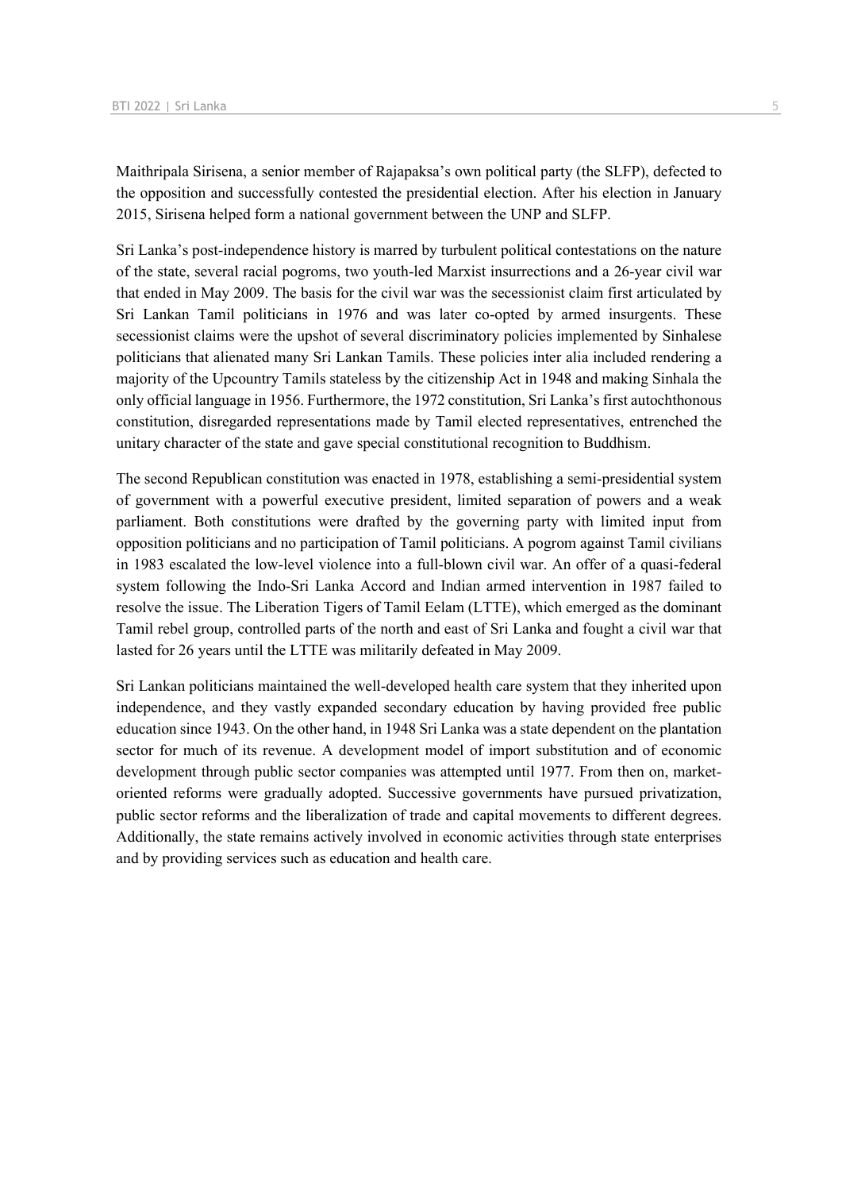Maithripala Sirisena, a senior member of Rajapaksa's own political party (the SLFP), defected to the opposition and successfully contested the presidential election. After his election in January 2015, Sirisena helped form a national government between the UNP and SLFP.

Sri Lanka's post-independence history is marred by turbulent political contestations on the nature of the state, several racial pogroms, two youth-led Marxist insurrections and a 26-year civil war that ended in May 2009. The basis for the civil war was the secessionist claim first articulated by Sri Lankan Tamil politicians in 1976 and was later co-opted by armed insurgents. These secessionist claims were the upshot of several discriminatory policies implemented by Sinhalese politicians that alienated many Sri Lankan Tamils. These policies inter alia included rendering a majority of the Upcountry Tamils stateless by the citizenship Act in 1948 and making Sinhala the only official language in 1956. Furthermore, the 1972 constitution, Sri Lanka's first autochthonous constitution, disregarded representations made by Tamil elected representatives, entrenched the unitary character of the state and gave special constitutional recognition to Buddhism.

The second Republican constitution was enacted in 1978, establishing a semi-presidential system of government with a powerful executive president, limited separation of powers and a weak parliament. Both constitutions were drafted by the governing party with limited input from opposition politicians and no participation of Tamil politicians. A pogrom against Tamil civilians in 1983 escalated the low-level violence into a full-blown civil war. An offer of a quasi-federal system following the Indo-Sri Lanka Accord and Indian armed intervention in 1987 failed to resolve the issue. The Liberation Tigers of Tamil Eelam (LTTE), which emerged as the dominant Tamil rebel group, controlled parts of the north and east of Sri Lanka and fought a civil war that lasted for 26 years until the LTTE was militarily defeated in May 2009.

Sri Lankan politicians maintained the well-developed health care system that they inherited upon independence, and they vastly expanded secondary education by having provided free public education since 1943. On the other hand, in 1948 Sri Lanka was a state dependent on the plantation sector for much of its revenue. A development model of import substitution and of economic development through public sector companies was attempted until 1977. From then on, market-oriented reforms were gradually adopted. Successive governments have pursued privatization, public sector reforms and the liberalization of trade and capital movements to different degrees. Additionally, the state remains actively involved in economic activities through state enterprises and by providing services such as education and health care.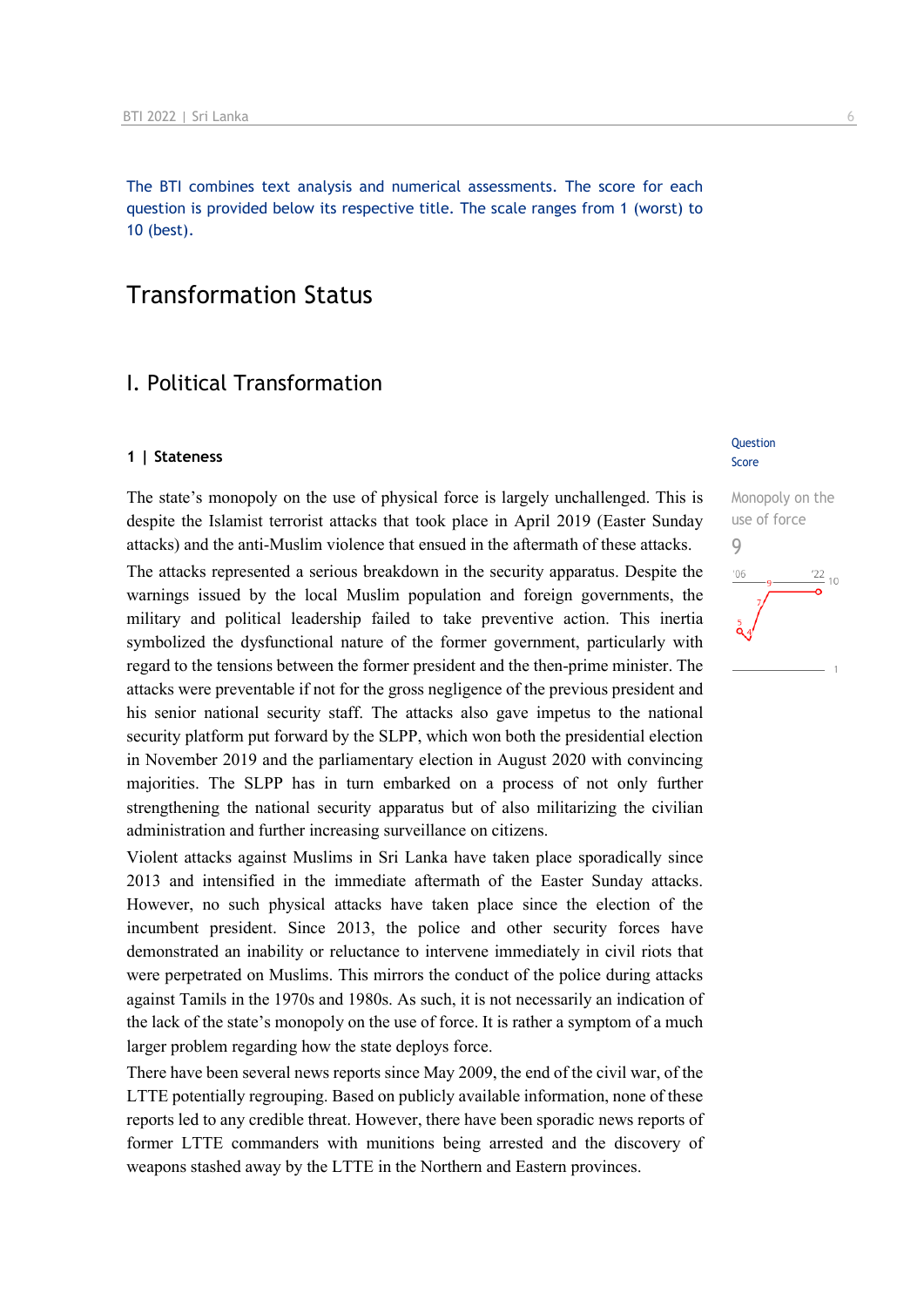The BTI combines text analysis and numerical assessments. The score for each question is provided below its respective title. The scale ranges from 1 (worst) to 10 (best).

# Transformation Status

## I. Political Transformation

### 1 | Stateness

Question Score

**Monopoly on the use of force**
9

The state's monopoly on the use of physical force is largely unchallenged. This is despite the Islamist terrorist attacks that took place in April 2019 (Easter Sunday attacks) and the anti-Muslim violence that ensued in the aftermath of these attacks.

The attacks represented a serious breakdown in the security apparatus. Despite the warnings issued by the local Muslim population and foreign governments, the military and political leadership failed to take preventive action. This inertia symbolized the dysfunctional nature of the former government, particularly with regard to the tensions between the former president and the then-prime minister. The attacks were preventable if not for the gross negligence of the previous president and his senior national security staff. The attacks also gave impetus to the national security platform put forward by the SLPP, which won both the presidential election in November 2019 and the parliamentary election in August 2020 with convincing majorities. The SLPP has in turn embarked on a process of not only further strengthening the national security apparatus but of also militarizing the civilian administration and further increasing surveillance on citizens.

Violent attacks against Muslims in Sri Lanka have taken place sporadically since 2013 and intensified in the immediate aftermath of the Easter Sunday attacks. However, no such physical attacks have taken place since the election of the incumbent president. Since 2013, the police and other security forces have demonstrated an inability or reluctance to intervene immediately in civil riots that were perpetrated on Muslims. This mirrors the conduct of the police during attacks against Tamils in the 1970s and 1980s. As such, it is not necessarily an indication of the lack of the state's monopoly on the use of force. It is rather a symptom of a much larger problem regarding how the state deploys force.

There have been several news reports since May 2009, the end of the civil war, of the LTTE potentially regrouping. Based on publicly available information, none of these reports led to any credible threat. However, there have been sporadic news reports of former LTTE commanders with munitions being arrested and the discovery of weapons stashed away by the LTTE in the Northern and Eastern provinces.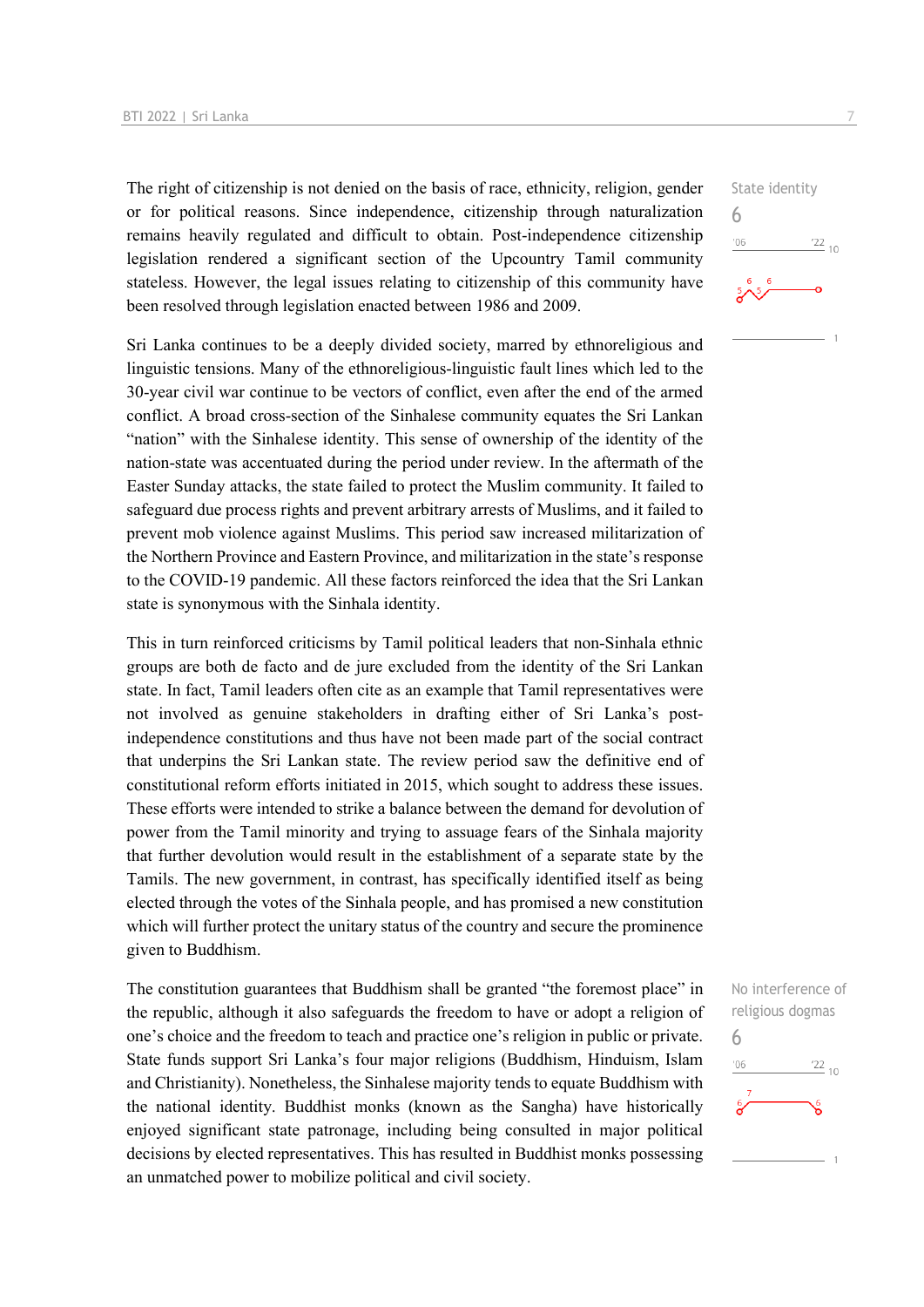State identity

6

The right of citizenship is not denied on the basis of race, ethnicity, religion, gender or for political reasons. Since independence, citizenship through naturalization remains heavily regulated and difficult to obtain. Post-independence citizenship legislation rendered a significant section of the Upcountry Tamil community stateless. However, the legal issues relating to citizenship of this community have been resolved through legislation enacted between 1986 and 2009.

Sri Lanka continues to be a deeply divided society, marred by ethnoreligious and linguistic tensions. Many of the ethnoreligious-linguistic fault lines which led to the 30-year civil war continue to be vectors of conflict, even after the end of the armed conflict. A broad cross-section of the Sinhalese community equates the Sri Lankan "nation" with the Sinhalese identity. This sense of ownership of the identity of the nation-state was accentuated during the period under review. In the aftermath of the Easter Sunday attacks, the state failed to protect the Muslim community. It failed to safeguard due process rights and prevent arbitrary arrests of Muslims, and it failed to prevent mob violence against Muslims. This period saw increased militarization of the Northern Province and Eastern Province, and militarization in the state's response to the COVID-19 pandemic. All these factors reinforced the idea that the Sri Lankan state is synonymous with the Sinhala identity.

This in turn reinforced criticisms by Tamil political leaders that non-Sinhala ethnic groups are both de facto and de jure excluded from the identity of the Sri Lankan state. In fact, Tamil leaders often cite as an example that Tamil representatives were not involved as genuine stakeholders in drafting either of Sri Lanka's post-independence constitutions and thus have not been made part of the social contract that underpins the Sri Lankan state. The review period saw the definitive end of constitutional reform efforts initiated in 2015, which sought to address these issues. These efforts were intended to strike a balance between the demand for devolution of power from the Tamil minority and trying to assuage fears of the Sinhala majority that further devolution would result in the establishment of a separate state by the Tamils. The new government, in contrast, has specifically identified itself as being elected through the votes of the Sinhala people, and has promised a new constitution which will further protect the unitary status of the country and secure the prominence given to Buddhism.

No interference of religious dogmas

6

The constitution guarantees that Buddhism shall be granted "the foremost place" in the republic, although it also safeguards the freedom to have or adopt a religion of one's choice and the freedom to teach and practice one's religion in public or private. State funds support Sri Lanka's four major religions (Buddhism, Hinduism, Islam and Christianity). Nonetheless, the Sinhalese majority tends to equate Buddhism with the national identity. Buddhist monks (known as the Sangha) have historically enjoyed significant state patronage, including being consulted in major political decisions by elected representatives. This has resulted in Buddhist monks possessing an unmatched power to mobilize political and civil society.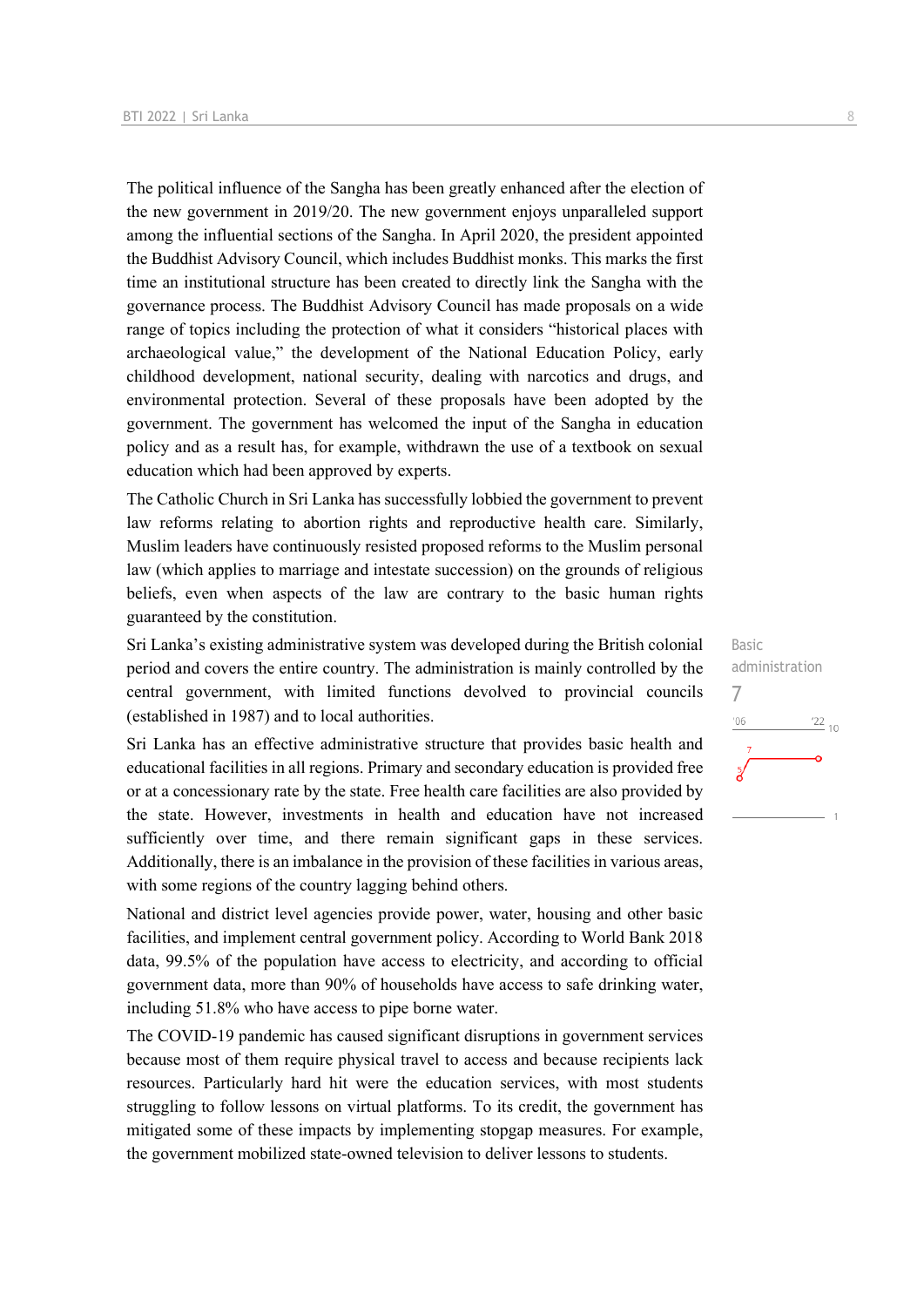The political influence of the Sangha has been greatly enhanced after the election of the new government in 2019/20. The new government enjoys unparalleled support among the influential sections of the Sangha. In April 2020, the president appointed the Buddhist Advisory Council, which includes Buddhist monks. This marks the first time an institutional structure has been created to directly link the Sangha with the governance process. The Buddhist Advisory Council has made proposals on a wide range of topics including the protection of what it considers "historical places with archaeological value," the development of the National Education Policy, early childhood development, national security, dealing with narcotics and drugs, and environmental protection. Several of these proposals have been adopted by the government. The government has welcomed the input of the Sangha in education policy and as a result has, for example, withdrawn the use of a textbook on sexual education which had been approved by experts.

The Catholic Church in Sri Lanka has successfully lobbied the government to prevent law reforms relating to abortion rights and reproductive health care. Similarly, Muslim leaders have continuously resisted proposed reforms to the Muslim personal law (which applies to marriage and intestate succession) on the grounds of religious beliefs, even when aspects of the law are contrary to the basic human rights guaranteed by the constitution.

Basic administration
7

Sri Lanka's existing administrative system was developed during the British colonial period and covers the entire country. The administration is mainly controlled by the central government, with limited functions devolved to provincial councils (established in 1987) and to local authorities.

Sri Lanka has an effective administrative structure that provides basic health and educational facilities in all regions. Primary and secondary education is provided free or at a concessionary rate by the state. Free health care facilities are also provided by the state. However, investments in health and education have not increased sufficiently over time, and there remain significant gaps in these services. Additionally, there is an imbalance in the provision of these facilities in various areas, with some regions of the country lagging behind others.

National and district level agencies provide power, water, housing and other basic facilities, and implement central government policy. According to World Bank 2018 data, 99.5% of the population have access to electricity, and according to official government data, more than 90% of households have access to safe drinking water, including 51.8% who have access to pipe borne water.

The COVID-19 pandemic has caused significant disruptions in government services because most of them require physical travel to access and because recipients lack resources. Particularly hard hit were the education services, with most students struggling to follow lessons on virtual platforms. To its credit, the government has mitigated some of these impacts by implementing stopgap measures. For example, the government mobilized state-owned television to deliver lessons to students.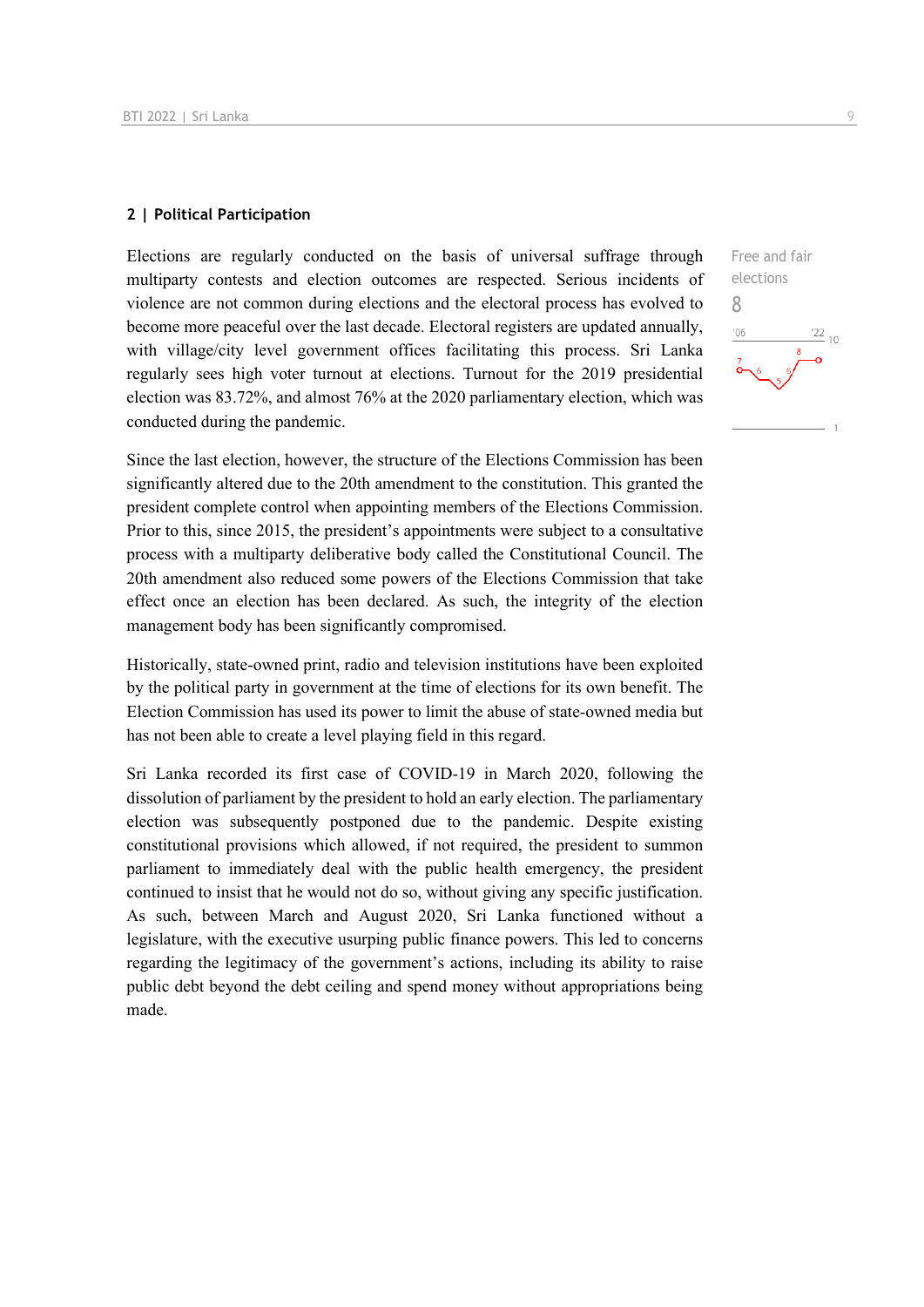## 2 | Political Participation

Elections are regularly conducted on the basis of universal suffrage through multiparty contests and election outcomes are respected. Serious incidents of violence are not common during elections and the electoral process has evolved to become more peaceful over the last decade. Electoral registers are updated annually, with village/city level government offices facilitating this process. Sri Lanka regularly sees high voter turnout at elections. Turnout for the 2019 presidential election was 83.72%, and almost 76% at the 2020 parliamentary election, which was conducted during the pandemic.

Free and fair elections
8

Since the last election, however, the structure of the Elections Commission has been significantly altered due to the 20th amendment to the constitution. This granted the president complete control when appointing members of the Elections Commission. Prior to this, since 2015, the president's appointments were subject to a consultative process with a multiparty deliberative body called the Constitutional Council. The 20th amendment also reduced some powers of the Elections Commission that take effect once an election has been declared. As such, the integrity of the election management body has been significantly compromised.

Historically, state-owned print, radio and television institutions have been exploited by the political party in government at the time of elections for its own benefit. The Election Commission has used its power to limit the abuse of state-owned media but has not been able to create a level playing field in this regard.

Sri Lanka recorded its first case of COVID-19 in March 2020, following the dissolution of parliament by the president to hold an early election. The parliamentary election was subsequently postponed due to the pandemic. Despite existing constitutional provisions which allowed, if not required, the president to summon parliament to immediately deal with the public health emergency, the president continued to insist that he would not do so, without giving any specific justification. As such, between March and August 2020, Sri Lanka functioned without a legislature, with the executive usurping public finance powers. This led to concerns regarding the legitimacy of the government's actions, including its ability to raise public debt beyond the debt ceiling and spend money without appropriations being made.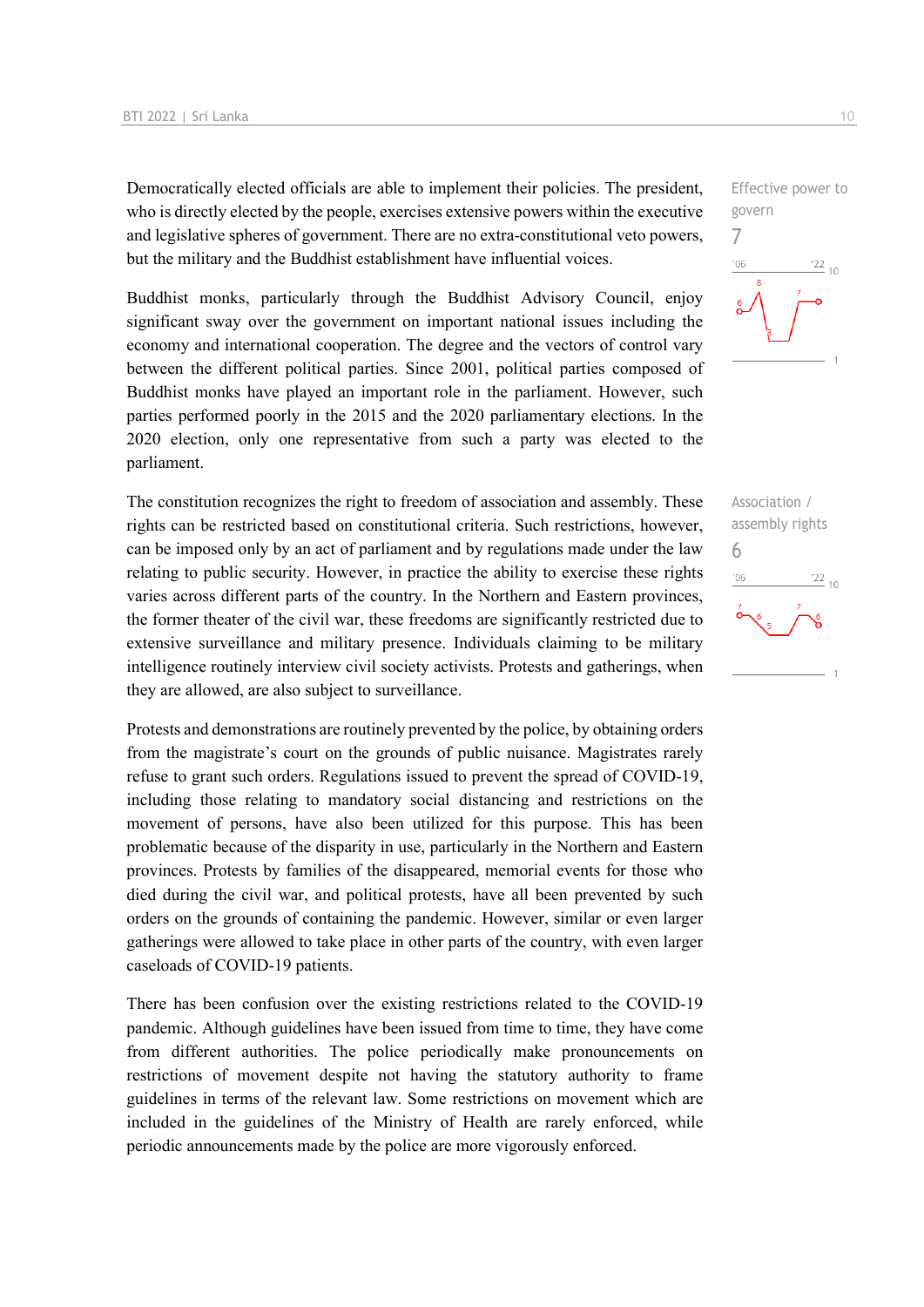Democratically elected officials are able to implement their policies. The president, who is directly elected by the people, exercises extensive powers within the executive and legislative spheres of government. There are no extra-constitutional veto powers, but the military and the Buddhist establishment have influential voices.

Effective power to govern
7

Buddhist monks, particularly through the Buddhist Advisory Council, enjoy significant sway over the government on important national issues including the economy and international cooperation. The degree and the vectors of control vary between the different political parties. Since 2001, political parties composed of Buddhist monks have played an important role in the parliament. However, such parties performed poorly in the 2015 and the 2020 parliamentary elections. In the 2020 election, only one representative from such a party was elected to the parliament.

The constitution recognizes the right to freedom of association and assembly. These rights can be restricted based on constitutional criteria. Such restrictions, however, can be imposed only by an act of parliament and by regulations made under the law relating to public security. However, in practice the ability to exercise these rights varies across different parts of the country. In the Northern and Eastern provinces, the former theater of the civil war, these freedoms are significantly restricted due to extensive surveillance and military presence. Individuals claiming to be military intelligence routinely interview civil society activists. Protests and gatherings, when they are allowed, are also subject to surveillance.

Association / assembly rights
6

Protests and demonstrations are routinely prevented by the police, by obtaining orders from the magistrate's court on the grounds of public nuisance. Magistrates rarely refuse to grant such orders. Regulations issued to prevent the spread of COVID-19, including those relating to mandatory social distancing and restrictions on the movement of persons, have also been utilized for this purpose. This has been problematic because of the disparity in use, particularly in the Northern and Eastern provinces. Protests by families of the disappeared, memorial events for those who died during the civil war, and political protests, have all been prevented by such orders on the grounds of containing the pandemic. However, similar or even larger gatherings were allowed to take place in other parts of the country, with even larger caseloads of COVID-19 patients.

There has been confusion over the existing restrictions related to the COVID-19 pandemic. Although guidelines have been issued from time to time, they have come from different authorities. The police periodically make pronouncements on restrictions of movement despite not having the statutory authority to frame guidelines in terms of the relevant law. Some restrictions on movement which are included in the guidelines of the Ministry of Health are rarely enforced, while periodic announcements made by the police are more vigorously enforced.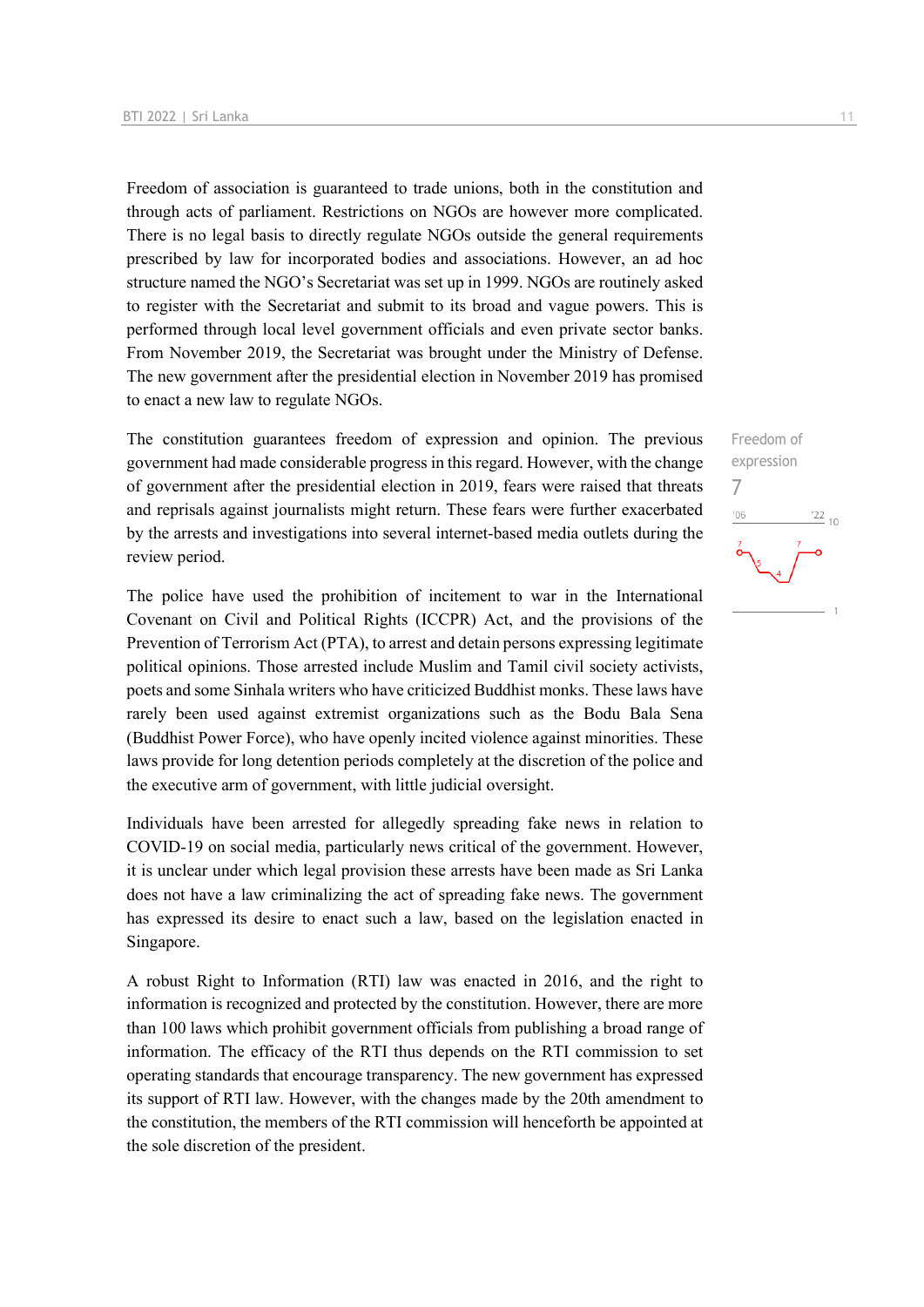Freedom of association is guaranteed to trade unions, both in the constitution and through acts of parliament. Restrictions on NGOs are however more complicated. There is no legal basis to directly regulate NGOs outside the general requirements prescribed by law for incorporated bodies and associations. However, an ad hoc structure named the NGO's Secretariat was set up in 1999. NGOs are routinely asked to register with the Secretariat and submit to its broad and vague powers. This is performed through local level government officials and even private sector banks. From November 2019, the Secretariat was brought under the Ministry of Defense. The new government after the presidential election in November 2019 has promised to enact a new law to regulate NGOs.

Freedom of expression
7

The constitution guarantees freedom of expression and opinion. The previous government had made considerable progress in this regard. However, with the change of government after the presidential election in 2019, fears were raised that threats and reprisals against journalists might return. These fears were further exacerbated by the arrests and investigations into several internet-based media outlets during the review period.

The police have used the prohibition of incitement to war in the International Covenant on Civil and Political Rights (ICCPR) Act, and the provisions of the Prevention of Terrorism Act (PTA), to arrest and detain persons expressing legitimate political opinions. Those arrested include Muslim and Tamil civil society activists, poets and some Sinhala writers who have criticized Buddhist monks. These laws have rarely been used against extremist organizations such as the Bodu Bala Sena (Buddhist Power Force), who have openly incited violence against minorities. These laws provide for long detention periods completely at the discretion of the police and the executive arm of government, with little judicial oversight.

Individuals have been arrested for allegedly spreading fake news in relation to COVID-19 on social media, particularly news critical of the government. However, it is unclear under which legal provision these arrests have been made as Sri Lanka does not have a law criminalizing the act of spreading fake news. The government has expressed its desire to enact such a law, based on the legislation enacted in Singapore.

A robust Right to Information (RTI) law was enacted in 2016, and the right to information is recognized and protected by the constitution. However, there are more than 100 laws which prohibit government officials from publishing a broad range of information. The efficacy of the RTI thus depends on the RTI commission to set operating standards that encourage transparency. The new government has expressed its support of RTI law. However, with the changes made by the 20th amendment to the constitution, the members of the RTI commission will henceforth be appointed at the sole discretion of the president.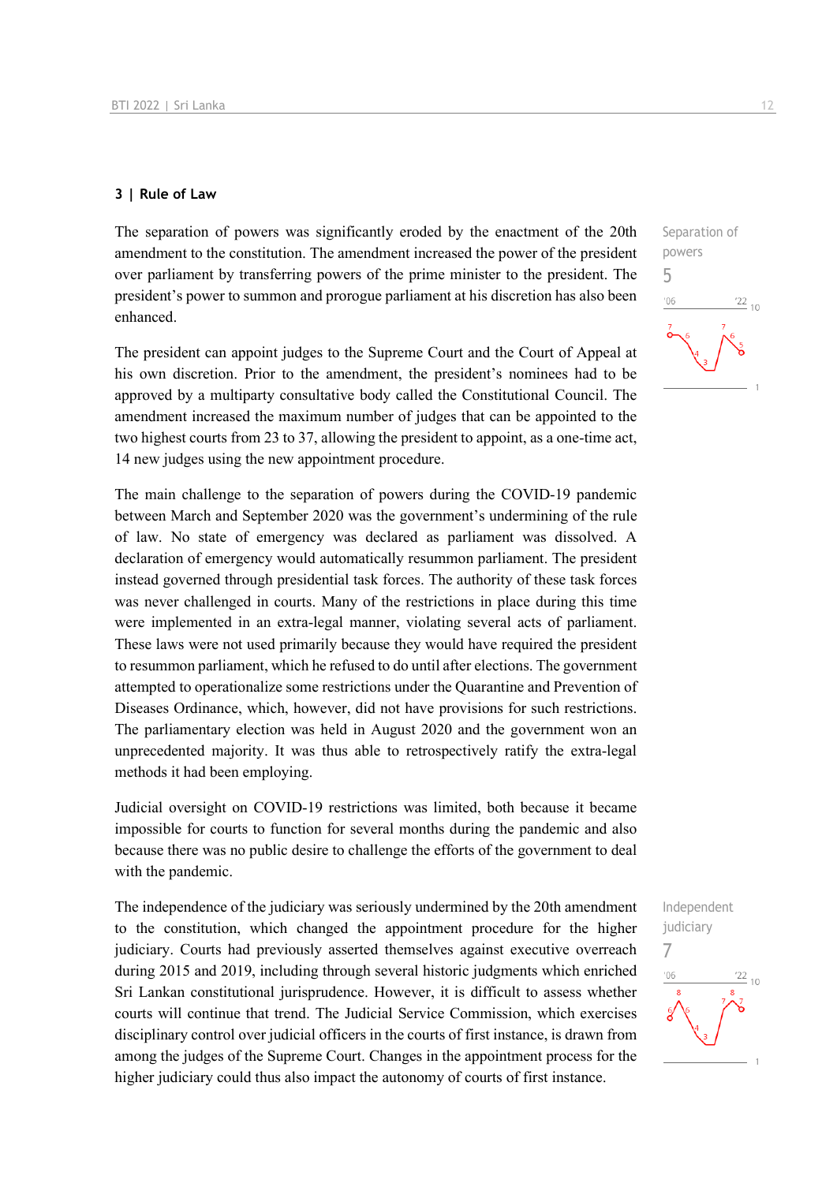### 3 | Rule of Law

The separation of powers was significantly eroded by the enactment of the 20th amendment to the constitution. The amendment increased the power of the president over parliament by transferring powers of the prime minister to the president. The president's power to summon and prorogue parliament at his discretion has also been enhanced.

Separation of powers
5

The president can appoint judges to the Supreme Court and the Court of Appeal at his own discretion. Prior to the amendment, the president's nominees had to be approved by a multiparty consultative body called the Constitutional Council. The amendment increased the maximum number of judges that can be appointed to the two highest courts from 23 to 37, allowing the president to appoint, as a one-time act, 14 new judges using the new appointment procedure.

The main challenge to the separation of powers during the COVID-19 pandemic between March and September 2020 was the government's undermining of the rule of law. No state of emergency was declared as parliament was dissolved. A declaration of emergency would automatically resummon parliament. The president instead governed through presidential task forces. The authority of these task forces was never challenged in courts. Many of the restrictions in place during this time were implemented in an extra-legal manner, violating several acts of parliament. These laws were not used primarily because they would have required the president to resummon parliament, which he refused to do until after elections. The government attempted to operationalize some restrictions under the Quarantine and Prevention of Diseases Ordinance, which, however, did not have provisions for such restrictions. The parliamentary election was held in August 2020 and the government won an unprecedented majority. It was thus able to retrospectively ratify the extra-legal methods it had been employing.

Judicial oversight on COVID-19 restrictions was limited, both because it became impossible for courts to function for several months during the pandemic and also because there was no public desire to challenge the efforts of the government to deal with the pandemic.

The independence of the judiciary was seriously undermined by the 20th amendment to the constitution, which changed the appointment procedure for the higher judiciary. Courts had previously asserted themselves against executive overreach during 2015 and 2019, including through several historic judgments which enriched Sri Lankan constitutional jurisprudence. However, it is difficult to assess whether courts will continue that trend. The Judicial Service Commission, which exercises disciplinary control over judicial officers in the courts of first instance, is drawn from among the judges of the Supreme Court. Changes in the appointment process for the higher judiciary could thus also impact the autonomy of courts of first instance.

Independent judiciary
7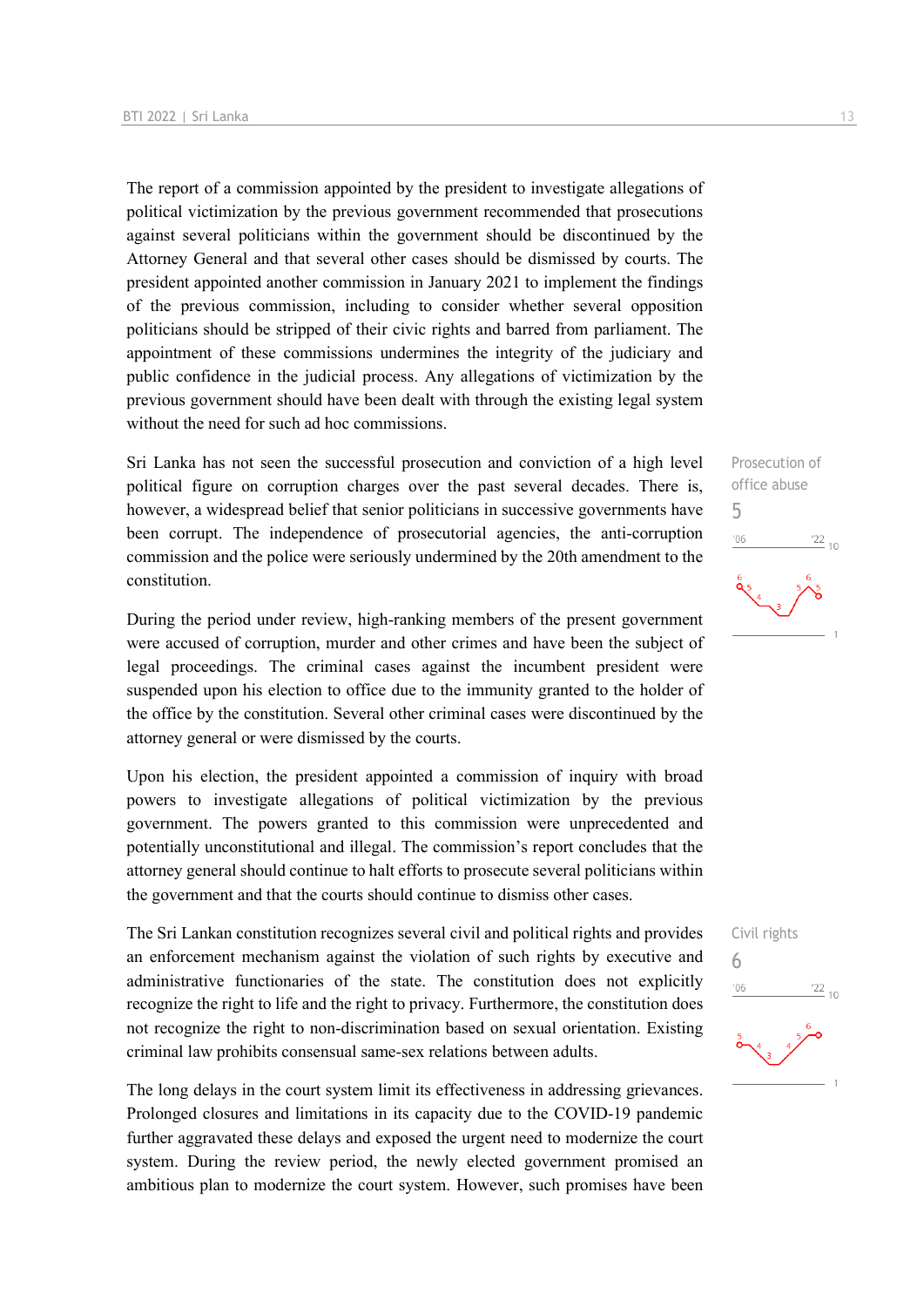The report of a commission appointed by the president to investigate allegations of political victimization by the previous government recommended that prosecutions against several politicians within the government should be discontinued by the Attorney General and that several other cases should be dismissed by courts. The president appointed another commission in January 2021 to implement the findings of the previous commission, including to consider whether several opposition politicians should be stripped of their civic rights and barred from parliament. The appointment of these commissions undermines the integrity of the judiciary and public confidence in the judicial process. Any allegations of victimization by the previous government should have been dealt with through the existing legal system without the need for such ad hoc commissions.

Prosecution of office abuse
5

Sri Lanka has not seen the successful prosecution and conviction of a high level political figure on corruption charges over the past several decades. There is, however, a widespread belief that senior politicians in successive governments have been corrupt. The independence of prosecutorial agencies, the anti-corruption commission and the police were seriously undermined by the 20th amendment to the constitution.

During the period under review, high-ranking members of the present government were accused of corruption, murder and other crimes and have been the subject of legal proceedings. The criminal cases against the incumbent president were suspended upon his election to office due to the immunity granted to the holder of the office by the constitution. Several other criminal cases were discontinued by the attorney general or were dismissed by the courts.

Upon his election, the president appointed a commission of inquiry with broad powers to investigate allegations of political victimization by the previous government. The powers granted to this commission were unprecedented and potentially unconstitutional and illegal. The commission's report concludes that the attorney general should continue to halt efforts to prosecute several politicians within the government and that the courts should continue to dismiss other cases.

Civil rights
6

The Sri Lankan constitution recognizes several civil and political rights and provides an enforcement mechanism against the violation of such rights by executive and administrative functionaries of the state. The constitution does not explicitly recognize the right to life and the right to privacy. Furthermore, the constitution does not recognize the right to non-discrimination based on sexual orientation. Existing criminal law prohibits consensual same-sex relations between adults.

The long delays in the court system limit its effectiveness in addressing grievances. Prolonged closures and limitations in its capacity due to the COVID-19 pandemic further aggravated these delays and exposed the urgent need to modernize the court system. During the review period, the newly elected government promised an ambitious plan to modernize the court system. However, such promises have been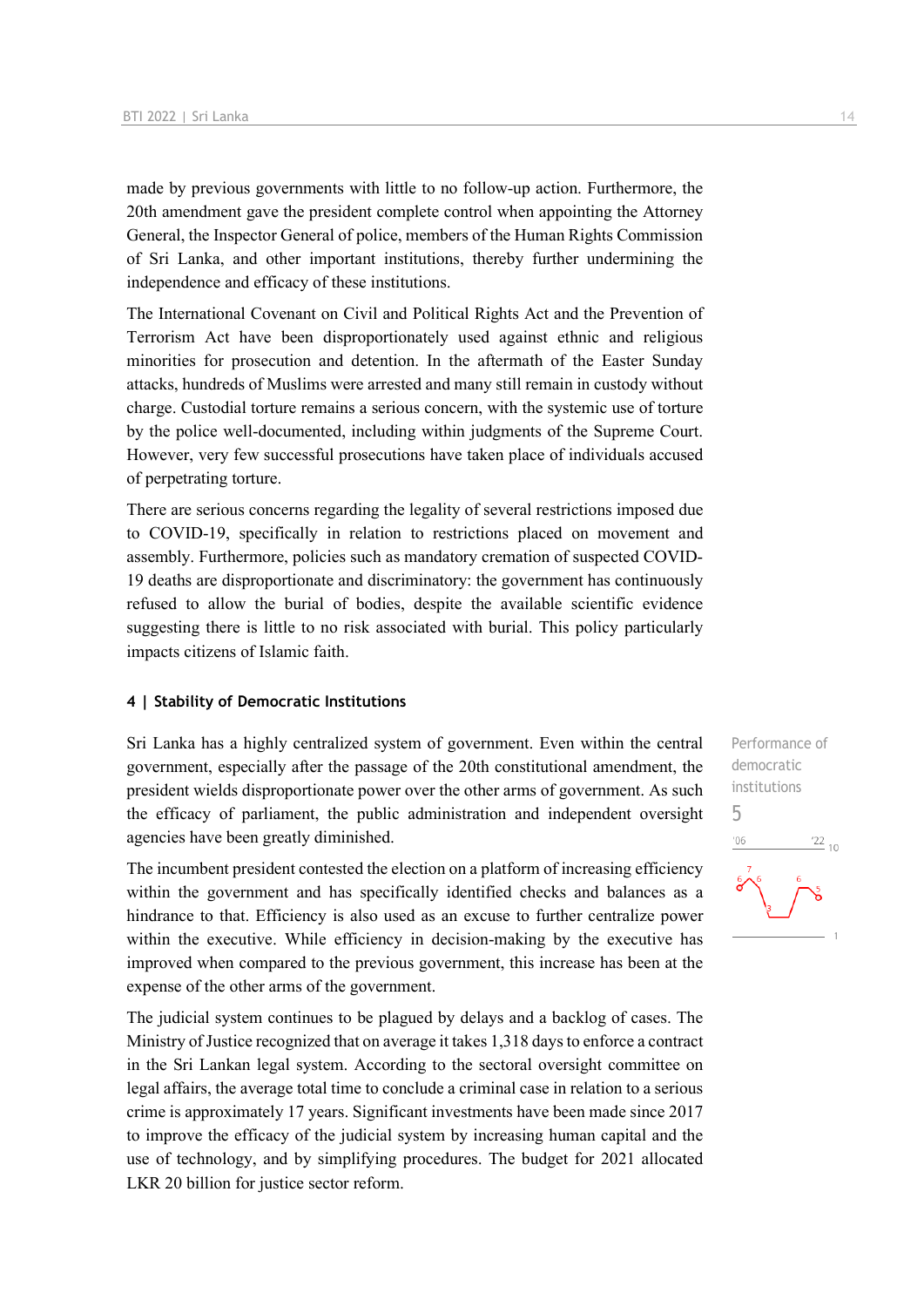made by previous governments with little to no follow-up action. Furthermore, the 20th amendment gave the president complete control when appointing the Attorney General, the Inspector General of police, members of the Human Rights Commission of Sri Lanka, and other important institutions, thereby further undermining the independence and efficacy of these institutions.

The International Covenant on Civil and Political Rights Act and the Prevention of Terrorism Act have been disproportionately used against ethnic and religious minorities for prosecution and detention. In the aftermath of the Easter Sunday attacks, hundreds of Muslims were arrested and many still remain in custody without charge. Custodial torture remains a serious concern, with the systemic use of torture by the police well-documented, including within judgments of the Supreme Court. However, very few successful prosecutions have taken place of individuals accused of perpetrating torture.

There are serious concerns regarding the legality of several restrictions imposed due to COVID-19, specifically in relation to restrictions placed on movement and assembly. Furthermore, policies such as mandatory cremation of suspected COVID-19 deaths are disproportionate and discriminatory: the government has continuously refused to allow the burial of bodies, despite the available scientific evidence suggesting there is little to no risk associated with burial. This policy particularly impacts citizens of Islamic faith.

#### 4 | Stability of Democratic Institutions

Sri Lanka has a highly centralized system of government. Even within the central government, especially after the passage of the 20th constitutional amendment, the president wields disproportionate power over the other arms of government. As such the efficacy of parliament, the public administration and independent oversight agencies have been greatly diminished.

Performance of democratic institutions
5

The incumbent president contested the election on a platform of increasing efficiency within the government and has specifically identified checks and balances as a hindrance to that. Efficiency is also used as an excuse to further centralize power within the executive. While efficiency in decision-making by the executive has improved when compared to the previous government, this increase has been at the expense of the other arms of the government.

The judicial system continues to be plagued by delays and a backlog of cases. The Ministry of Justice recognized that on average it takes 1,318 days to enforce a contract in the Sri Lankan legal system. According to the sectoral oversight committee on legal affairs, the average total time to conclude a criminal case in relation to a serious crime is approximately 17 years. Significant investments have been made since 2017 to improve the efficacy of the judicial system by increasing human capital and the use of technology, and by simplifying procedures. The budget for 2021 allocated LKR 20 billion for justice sector reform.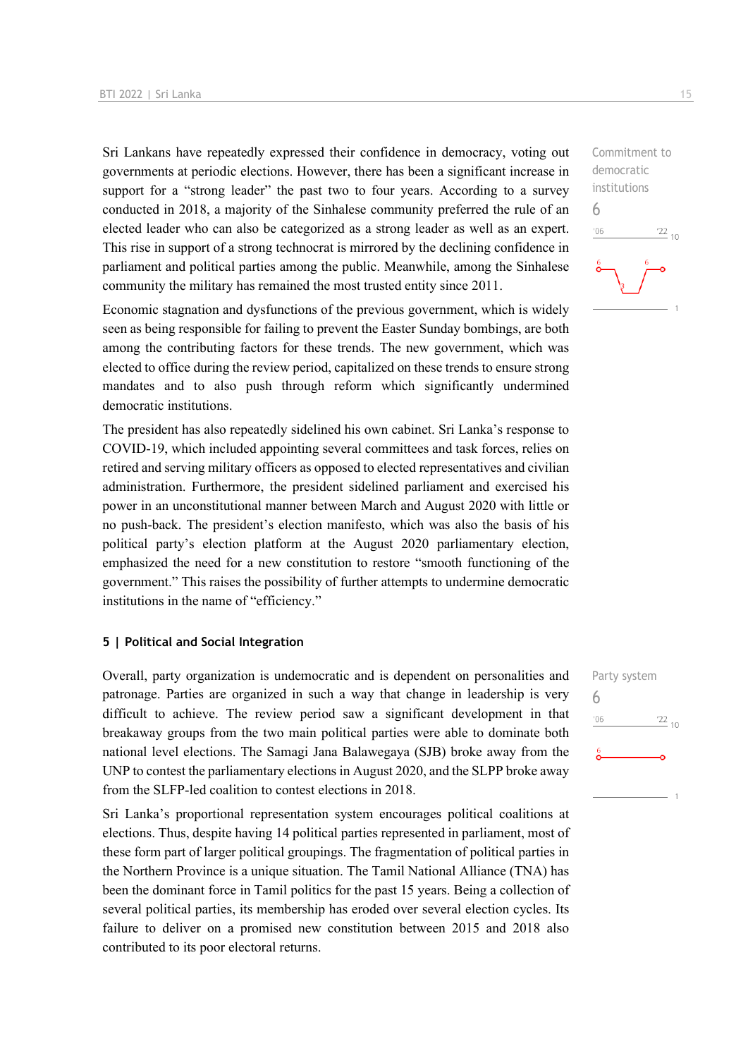Sri Lankans have repeatedly expressed their confidence in democracy, voting out governments at periodic elections. However, there has been a significant increase in support for a "strong leader" the past two to four years. According to a survey conducted in 2018, a majority of the Sinhalese community preferred the rule of an elected leader who can also be categorized as a strong leader as well as an expert. This rise in support of a strong technocrat is mirrored by the declining confidence in parliament and political parties among the public. Meanwhile, among the Sinhalese community the military has remained the most trusted entity since 2011.

Commitment to democratic institutions
6

Economic stagnation and dysfunctions of the previous government, which is widely seen as being responsible for failing to prevent the Easter Sunday bombings, are both among the contributing factors for these trends. The new government, which was elected to office during the review period, capitalized on these trends to ensure strong mandates and to also push through reform which significantly undermined democratic institutions.

The president has also repeatedly sidelined his own cabinet. Sri Lanka's response to COVID-19, which included appointing several committees and task forces, relies on retired and serving military officers as opposed to elected representatives and civilian administration. Furthermore, the president sidelined parliament and exercised his power in an unconstitutional manner between March and August 2020 with little or no push-back. The president's election manifesto, which was also the basis of his political party's election platform at the August 2020 parliamentary election, emphasized the need for a new constitution to restore "smooth functioning of the government." This raises the possibility of further attempts to undermine democratic institutions in the name of "efficiency."

## 5 | Political and Social Integration

Overall, party organization is undemocratic and is dependent on personalities and patronage. Parties are organized in such a way that change in leadership is very difficult to achieve. The review period saw a significant development in that breakaway groups from the two main political parties were able to dominate both national level elections. The Samagi Jana Balawegaya (SJB) broke away from the UNP to contest the parliamentary elections in August 2020, and the SLPP broke away from the SLFP-led coalition to contest elections in 2018.

Party system
6

Sri Lanka's proportional representation system encourages political coalitions at elections. Thus, despite having 14 political parties represented in parliament, most of these form part of larger political groupings. The fragmentation of political parties in the Northern Province is a unique situation. The Tamil National Alliance (TNA) has been the dominant force in Tamil politics for the past 15 years. Being a collection of several political parties, its membership has eroded over several election cycles. Its failure to deliver on a promised new constitution between 2015 and 2018 also contributed to its poor electoral returns.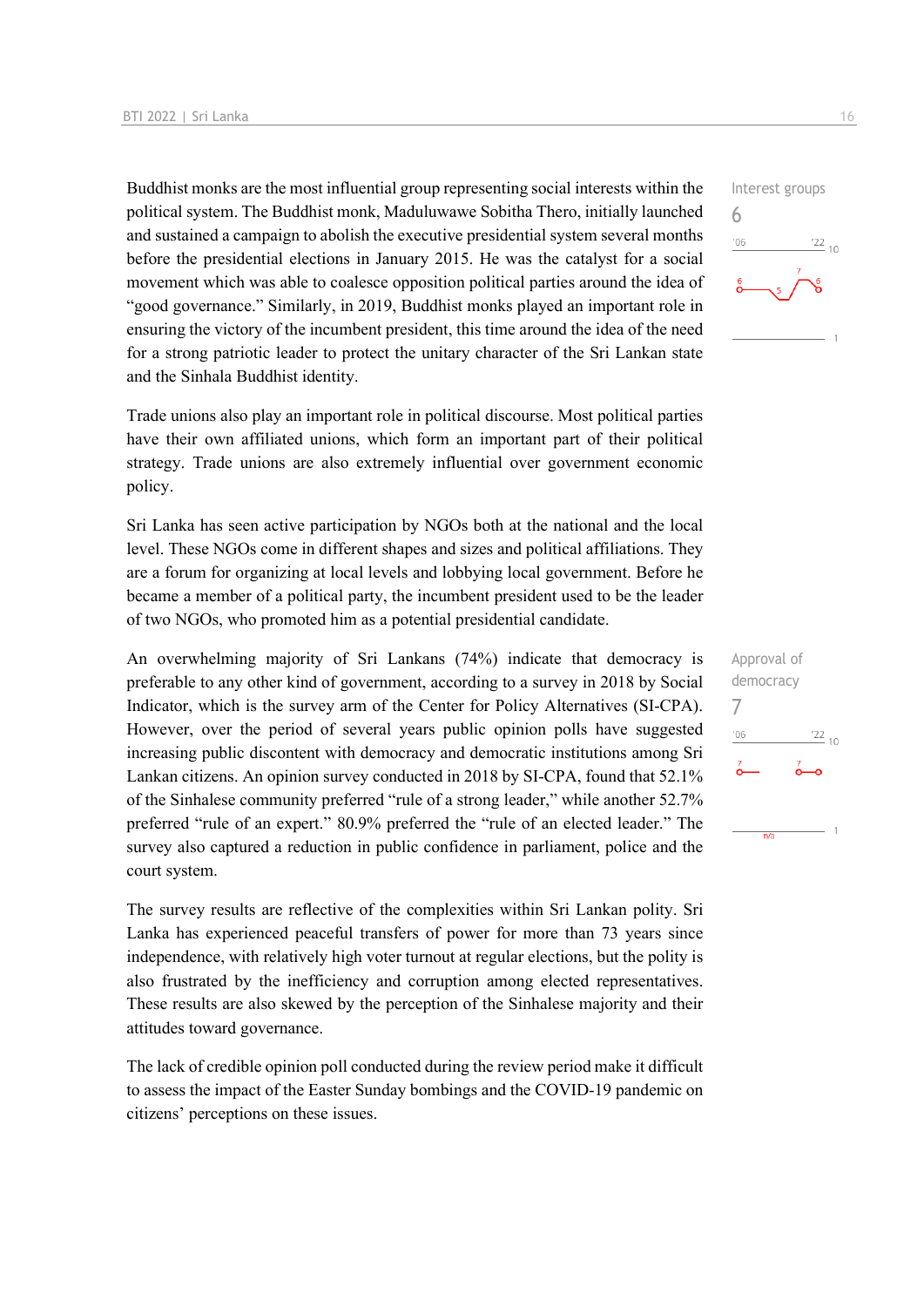Buddhist monks are the most influential group representing social interests within the political system. The Buddhist monk, Maduluwawe Sobitha Thero, initially launched and sustained a campaign to abolish the executive presidential system several months before the presidential elections in January 2015. He was the catalyst for a social movement which was able to coalesce opposition political parties around the idea of "good governance." Similarly, in 2019, Buddhist monks played an important role in ensuring the victory of the incumbent president, this time around the idea of the need for a strong patriotic leader to protect the unitary character of the Sri Lankan state and the Sinhala Buddhist identity.

Interest groups
6

Trade unions also play an important role in political discourse. Most political parties have their own affiliated unions, which form an important part of their political strategy. Trade unions are also extremely influential over government economic policy.

Sri Lanka has seen active participation by NGOs both at the national and the local level. These NGOs come in different shapes and sizes and political affiliations. They are a forum for organizing at local levels and lobbying local government. Before he became a member of a political party, the incumbent president used to be the leader of two NGOs, who promoted him as a potential presidential candidate.

An overwhelming majority of Sri Lankans (74%) indicate that democracy is preferable to any other kind of government, according to a survey in 2018 by Social Indicator, which is the survey arm of the Center for Policy Alternatives (SI-CPA). However, over the period of several years public opinion polls have suggested increasing public discontent with democracy and democratic institutions among Sri Lankan citizens. An opinion survey conducted in 2018 by SI-CPA, found that 52.1% of the Sinhalese community preferred "rule of a strong leader," while another 52.7% preferred "rule of an expert." 80.9% preferred the "rule of an elected leader." The survey also captured a reduction in public confidence in parliament, police and the court system.

Approval of democracy
7

The survey results are reflective of the complexities within Sri Lankan polity. Sri Lanka has experienced peaceful transfers of power for more than 73 years since independence, with relatively high voter turnout at regular elections, but the polity is also frustrated by the inefficiency and corruption among elected representatives. These results are also skewed by the perception of the Sinhalese majority and their attitudes toward governance.

The lack of credible opinion poll conducted during the review period make it difficult to assess the impact of the Easter Sunday bombings and the COVID-19 pandemic on citizens' perceptions on these issues.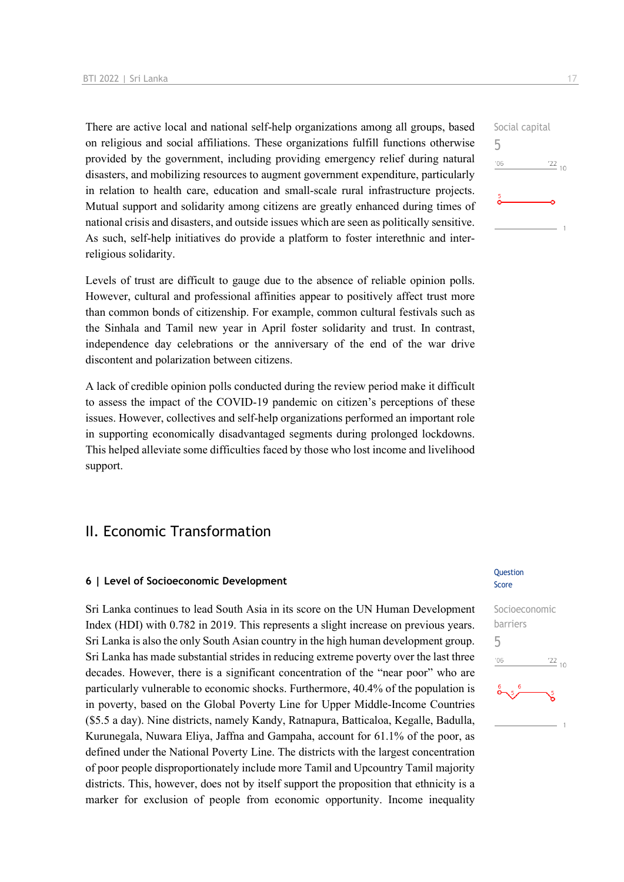There are active local and national self-help organizations among all groups, based on religious and social affiliations. These organizations fulfill functions otherwise provided by the government, including providing emergency relief during natural disasters, and mobilizing resources to augment government expenditure, particularly in relation to health care, education and small-scale rural infrastructure projects. Mutual support and solidarity among citizens are greatly enhanced during times of national crisis and disasters, and outside issues which are seen as politically sensitive. As such, self-help initiatives do provide a platform to foster interethnic and inter-religious solidarity.

Social capital
5

Levels of trust are difficult to gauge due to the absence of reliable opinion polls. However, cultural and professional affinities appear to positively affect trust more than common bonds of citizenship. For example, common cultural festivals such as the Sinhala and Tamil new year in April foster solidarity and trust. In contrast, independence day celebrations or the anniversary of the end of the war drive discontent and polarization between citizens.

A lack of credible opinion polls conducted during the review period make it difficult to assess the impact of the COVID-19 pandemic on citizen's perceptions of these issues. However, collectives and self-help organizations performed an important role in supporting economically disadvantaged segments during prolonged lockdowns. This helped alleviate some difficulties faced by those who lost income and livelihood support.

# II. Economic Transformation

## 6 | Level of Socioeconomic Development

Question Score

Sri Lanka continues to lead South Asia in its score on the UN Human Development Index (HDI) with 0.782 in 2019. This represents a slight increase on previous years. Sri Lanka is also the only South Asian country in the high human development group. Sri Lanka has made substantial strides in reducing extreme poverty over the last three decades. However, there is a significant concentration of the "near poor" who are particularly vulnerable to economic shocks. Furthermore, 40.4% of the population is in poverty, based on the Global Poverty Line for Upper Middle-Income Countries ($5.5 a day). Nine districts, namely Kandy, Ratnapura, Batticaloa, Kegalle, Badulla, Kurunegala, Nuwara Eliya, Jaffna and Gampaha, account for 61.1% of the poor, as defined under the National Poverty Line. The districts with the largest concentration of poor people disproportionately include more Tamil and Upcountry Tamil majority districts. This, however, does not by itself support the proposition that ethnicity is a marker for exclusion of people from economic opportunity. Income inequality

Socioeconomic barriers
5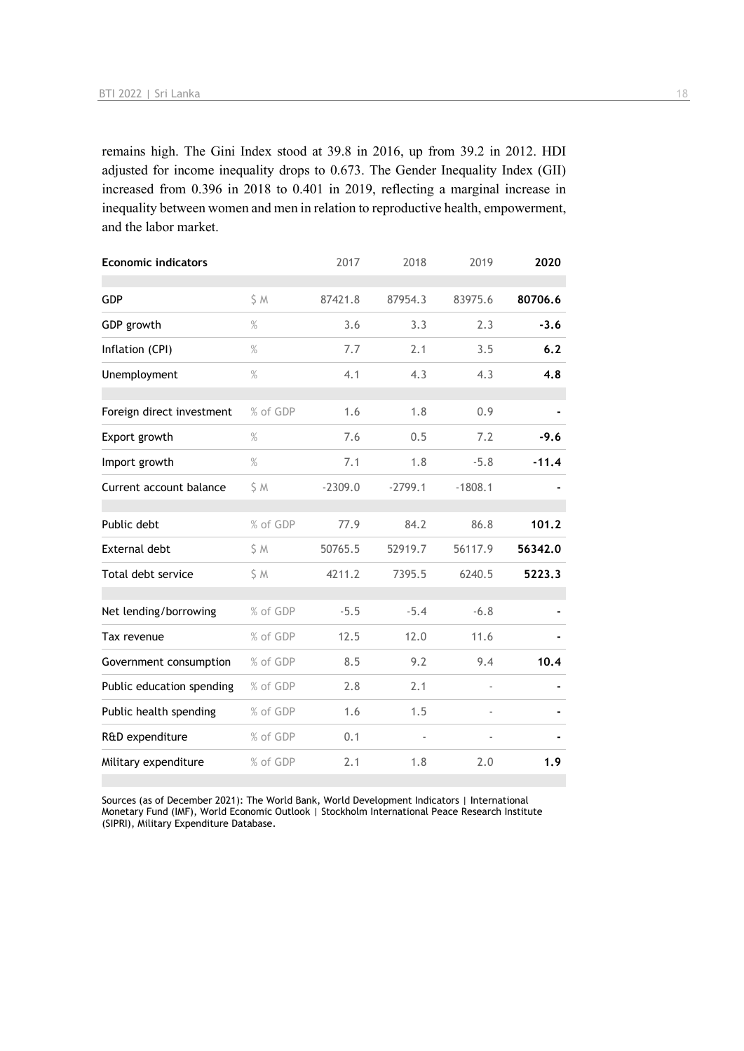remains high. The Gini Index stood at 39.8 in 2016, up from 39.2 in 2012. HDI adjusted for income inequality drops to 0.673. The Gender Inequality Index (GII) increased from 0.396 in 2018 to 0.401 in 2019, reflecting a marginal increase in inequality between women and men in relation to reproductive health, empowerment, and the labor market.

| Economic indicators | | 2017 | 2018 | 2019 | 2020 |
|---|---|---|---|---|---|
| GDP | $ M | 87421.8 | 87954.3 | 83975.6 | **80706.6** |
| GDP growth | % | 3.6 | 3.3 | 2.3 | **-3.6** |
| Inflation (CPI) | % | 7.7 | 2.1 | 3.5 | **6.2** |
| Unemployment | % | 4.1 | 4.3 | 4.3 | **4.8** |
| Foreign direct investment | % of GDP | 1.6 | 1.8 | 0.9 | **-** |
| Export growth | % | 7.6 | 0.5 | 7.2 | **-9.6** |
| Import growth | % | 7.1 | 1.8 | -5.8 | **-11.4** |
| Current account balance | $ M | -2309.0 | -2799.1 | -1808.1 | **-** |
| Public debt | % of GDP | 77.9 | 84.2 | 86.8 | **101.2** |
| External debt | $ M | 50765.5 | 52919.7 | 56117.9 | **56342.0** |
| Total debt service | $ M | 4211.2 | 7395.5 | 6240.5 | **5223.3** |
| Net lending/borrowing | % of GDP | -5.5 | -5.4 | -6.8 | **-** |
| Tax revenue | % of GDP | 12.5 | 12.0 | 11.6 | **-** |
| Government consumption | % of GDP | 8.5 | 9.2 | 9.4 | **10.4** |
| Public education spending | % of GDP | 2.8 | 2.1 | - | **-** |
| Public health spending | % of GDP | 1.6 | 1.5 | - | **-** |
| R&D expenditure | % of GDP | 0.1 | - | - | **-** |
| Military expenditure | % of GDP | 2.1 | 1.8 | 2.0 | **1.9** |

Sources (as of December 2021): The World Bank, World Development Indicators | International Monetary Fund (IMF), World Economic Outlook | Stockholm International Peace Research Institute (SIPRI), Military Expenditure Database.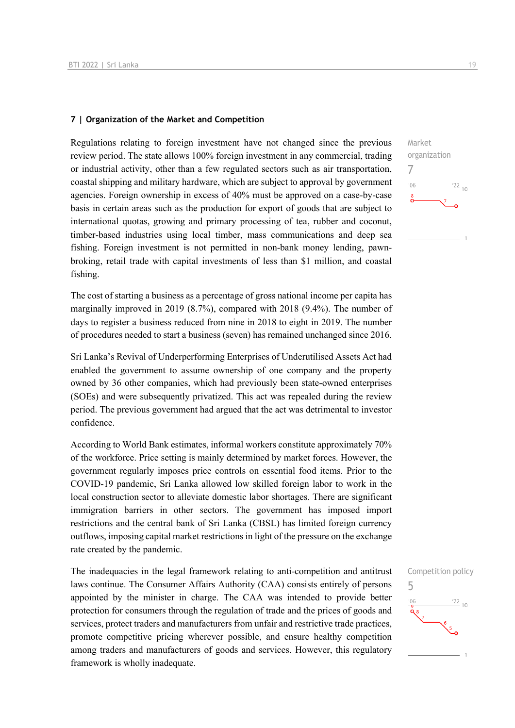## 7 | Organization of the Market and Competition

Market organization
7

Regulations relating to foreign investment have not changed since the previous review period. The state allows 100% foreign investment in any commercial, trading or industrial activity, other than a few regulated sectors such as air transportation, coastal shipping and military hardware, which are subject to approval by government agencies. Foreign ownership in excess of 40% must be approved on a case-by-case basis in certain areas such as the production for export of goods that are subject to international quotas, growing and primary processing of tea, rubber and coconut, timber-based industries using local timber, mass communications and deep sea fishing. Foreign investment is not permitted in non-bank money lending, pawn-broking, retail trade with capital investments of less than $1 million, and coastal fishing.

The cost of starting a business as a percentage of gross national income per capita has marginally improved in 2019 (8.7%), compared with 2018 (9.4%). The number of days to register a business reduced from nine in 2018 to eight in 2019. The number of procedures needed to start a business (seven) has remained unchanged since 2016.

Sri Lanka's Revival of Underperforming Enterprises of Underutilised Assets Act had enabled the government to assume ownership of one company and the property owned by 36 other companies, which had previously been state-owned enterprises (SOEs) and were subsequently privatized. This act was repealed during the review period. The previous government had argued that the act was detrimental to investor confidence.

According to World Bank estimates, informal workers constitute approximately 70% of the workforce. Price setting is mainly determined by market forces. However, the government regularly imposes price controls on essential food items. Prior to the COVID-19 pandemic, Sri Lanka allowed low skilled foreign labor to work in the local construction sector to alleviate domestic labor shortages. There are significant immigration barriers in other sectors. The government has imposed import restrictions and the central bank of Sri Lanka (CBSL) has limited foreign currency outflows, imposing capital market restrictions in light of the pressure on the exchange rate created by the pandemic.

Competition policy
5

The inadequacies in the legal framework relating to anti-competition and antitrust laws continue. The Consumer Affairs Authority (CAA) consists entirely of persons appointed by the minister in charge. The CAA was intended to provide better protection for consumers through the regulation of trade and the prices of goods and services, protect traders and manufacturers from unfair and restrictive trade practices, promote competitive pricing wherever possible, and ensure healthy competition among traders and manufacturers of goods and services. However, this regulatory framework is wholly inadequate.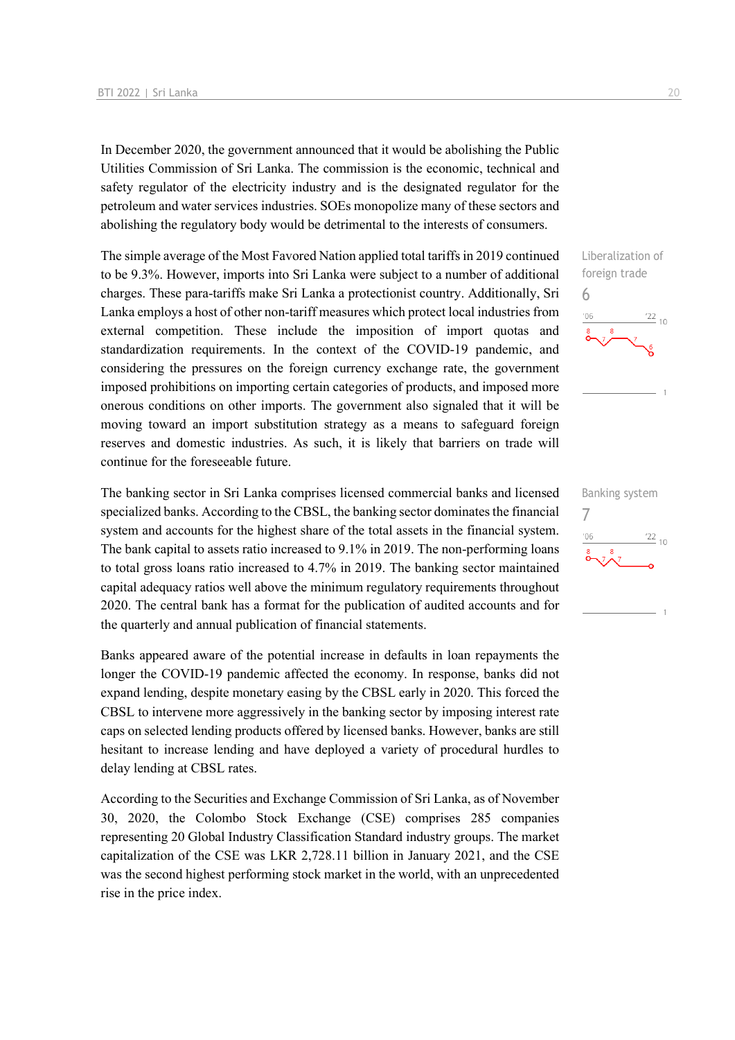In December 2020, the government announced that it would be abolishing the Public Utilities Commission of Sri Lanka. The commission is the economic, technical and safety regulator of the electricity industry and is the designated regulator for the petroleum and water services industries. SOEs monopolize many of these sectors and abolishing the regulatory body would be detrimental to the interests of consumers.

Liberalization of foreign trade
6

The simple average of the Most Favored Nation applied total tariffs in 2019 continued to be 9.3%. However, imports into Sri Lanka were subject to a number of additional charges. These para-tariffs make Sri Lanka a protectionist country. Additionally, Sri Lanka employs a host of other non-tariff measures which protect local industries from external competition. These include the imposition of import quotas and standardization requirements. In the context of the COVID-19 pandemic, and considering the pressures on the foreign currency exchange rate, the government imposed prohibitions on importing certain categories of products, and imposed more onerous conditions on other imports. The government also signaled that it will be moving toward an import substitution strategy as a means to safeguard foreign reserves and domestic industries. As such, it is likely that barriers on trade will continue for the foreseeable future.

Banking system
7

The banking sector in Sri Lanka comprises licensed commercial banks and licensed specialized banks. According to the CBSL, the banking sector dominates the financial system and accounts for the highest share of the total assets in the financial system. The bank capital to assets ratio increased to 9.1% in 2019. The non-performing loans to total gross loans ratio increased to 4.7% in 2019. The banking sector maintained capital adequacy ratios well above the minimum regulatory requirements throughout 2020. The central bank has a format for the publication of audited accounts and for the quarterly and annual publication of financial statements.

Banks appeared aware of the potential increase in defaults in loan repayments the longer the COVID-19 pandemic affected the economy. In response, banks did not expand lending, despite monetary easing by the CBSL early in 2020. This forced the CBSL to intervene more aggressively in the banking sector by imposing interest rate caps on selected lending products offered by licensed banks. However, banks are still hesitant to increase lending and have deployed a variety of procedural hurdles to delay lending at CBSL rates.

According to the Securities and Exchange Commission of Sri Lanka, as of November 30, 2020, the Colombo Stock Exchange (CSE) comprises 285 companies representing 20 Global Industry Classification Standard industry groups. The market capitalization of the CSE was LKR 2,728.11 billion in January 2021, and the CSE was the second highest performing stock market in the world, with an unprecedented rise in the price index.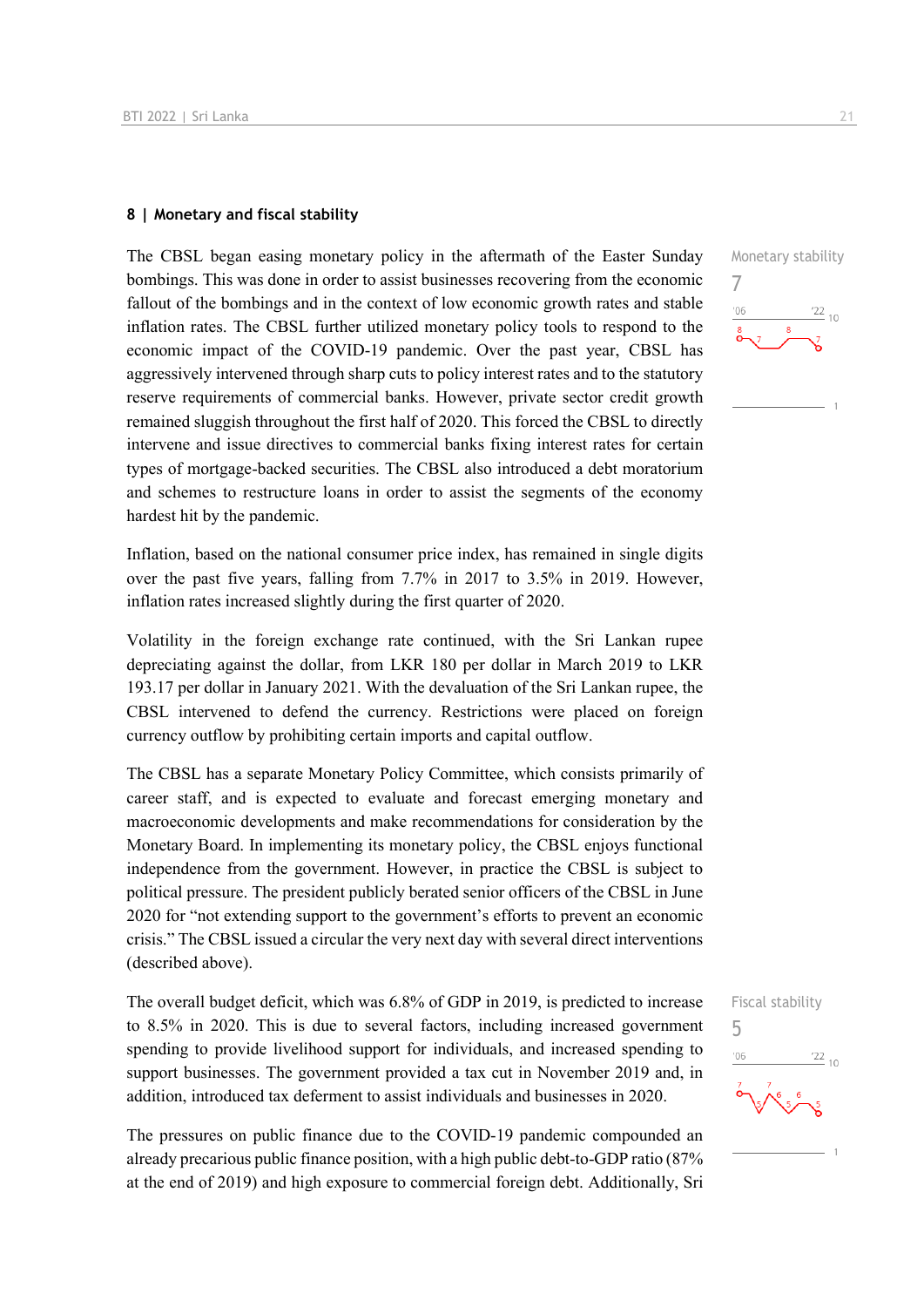## 8 | Monetary and fiscal stability

The CBSL began easing monetary policy in the aftermath of the Easter Sunday bombings. This was done in order to assist businesses recovering from the economic fallout of the bombings and in the context of low economic growth rates and stable inflation rates. The CBSL further utilized monetary policy tools to respond to the economic impact of the COVID-19 pandemic. Over the past year, CBSL has aggressively intervened through sharp cuts to policy interest rates and to the statutory reserve requirements of commercial banks. However, private sector credit growth remained sluggish throughout the first half of 2020. This forced the CBSL to directly intervene and issue directives to commercial banks fixing interest rates for certain types of mortgage-backed securities. The CBSL also introduced a debt moratorium and schemes to restructure loans in order to assist the segments of the economy hardest hit by the pandemic.

Monetary stability
7

Inflation, based on the national consumer price index, has remained in single digits over the past five years, falling from 7.7% in 2017 to 3.5% in 2019. However, inflation rates increased slightly during the first quarter of 2020.

Volatility in the foreign exchange rate continued, with the Sri Lankan rupee depreciating against the dollar, from LKR 180 per dollar in March 2019 to LKR 193.17 per dollar in January 2021. With the devaluation of the Sri Lankan rupee, the CBSL intervened to defend the currency. Restrictions were placed on foreign currency outflow by prohibiting certain imports and capital outflow.

The CBSL has a separate Monetary Policy Committee, which consists primarily of career staff, and is expected to evaluate and forecast emerging monetary and macroeconomic developments and make recommendations for consideration by the Monetary Board. In implementing its monetary policy, the CBSL enjoys functional independence from the government. However, in practice the CBSL is subject to political pressure. The president publicly berated senior officers of the CBSL in June 2020 for "not extending support to the government's efforts to prevent an economic crisis." The CBSL issued a circular the very next day with several direct interventions (described above).

The overall budget deficit, which was 6.8% of GDP in 2019, is predicted to increase to 8.5% in 2020. This is due to several factors, including increased government spending to provide livelihood support for individuals, and increased spending to support businesses. The government provided a tax cut in November 2019 and, in addition, introduced tax deferment to assist individuals and businesses in 2020.

Fiscal stability
5

The pressures on public finance due to the COVID-19 pandemic compounded an already precarious public finance position, with a high public debt-to-GDP ratio (87% at the end of 2019) and high exposure to commercial foreign debt. Additionally, Sri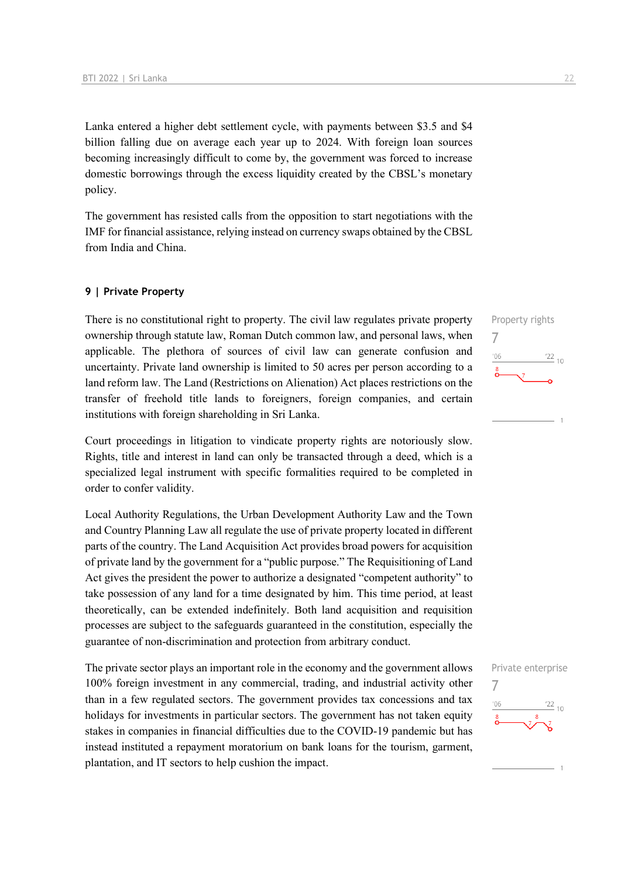Lanka entered a higher debt settlement cycle, with payments between $3.5 and $4 billion falling due on average each year up to 2024. With foreign loan sources becoming increasingly difficult to come by, the government was forced to increase domestic borrowings through the excess liquidity created by the CBSL's monetary policy.

The government has resisted calls from the opposition to start negotiations with the IMF for financial assistance, relying instead on currency swaps obtained by the CBSL from India and China.

## 9 | Private Property

Property rights
7

There is no constitutional right to property. The civil law regulates private property ownership through statute law, Roman Dutch common law, and personal laws, when applicable. The plethora of sources of civil law can generate confusion and uncertainty. Private land ownership is limited to 50 acres per person according to a land reform law. The Land (Restrictions on Alienation) Act places restrictions on the transfer of freehold title lands to foreigners, foreign companies, and certain institutions with foreign shareholding in Sri Lanka.

Court proceedings in litigation to vindicate property rights are notoriously slow. Rights, title and interest in land can only be transacted through a deed, which is a specialized legal instrument with specific formalities required to be completed in order to confer validity.

Local Authority Regulations, the Urban Development Authority Law and the Town and Country Planning Law all regulate the use of private property located in different parts of the country. The Land Acquisition Act provides broad powers for acquisition of private land by the government for a "public purpose." The Requisitioning of Land Act gives the president the power to authorize a designated "competent authority" to take possession of any land for a time designated by him. This time period, at least theoretically, can be extended indefinitely. Both land acquisition and requisition processes are subject to the safeguards guaranteed in the constitution, especially the guarantee of non-discrimination and protection from arbitrary conduct.

Private enterprise
7

The private sector plays an important role in the economy and the government allows 100% foreign investment in any commercial, trading, and industrial activity other than in a few regulated sectors. The government provides tax concessions and tax holidays for investments in particular sectors. The government has not taken equity stakes in companies in financial difficulties due to the COVID-19 pandemic but has instead instituted a repayment moratorium on bank loans for the tourism, garment, plantation, and IT sectors to help cushion the impact.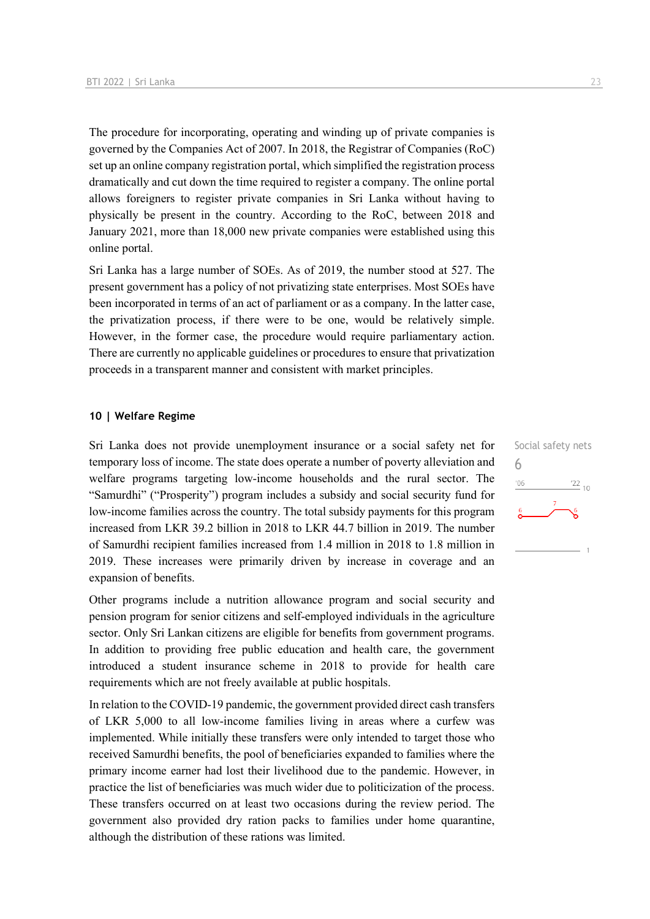The procedure for incorporating, operating and winding up of private companies is governed by the Companies Act of 2007. In 2018, the Registrar of Companies (RoC) set up an online company registration portal, which simplified the registration process dramatically and cut down the time required to register a company. The online portal allows foreigners to register private companies in Sri Lanka without having to physically be present in the country. According to the RoC, between 2018 and January 2021, more than 18,000 new private companies were established using this online portal.

Sri Lanka has a large number of SOEs. As of 2019, the number stood at 527. The present government has a policy of not privatizing state enterprises. Most SOEs have been incorporated in terms of an act of parliament or as a company. In the latter case, the privatization process, if there were to be one, would be relatively simple. However, in the former case, the procedure would require parliamentary action. There are currently no applicable guidelines or procedures to ensure that privatization proceeds in a transparent manner and consistent with market principles.

## 10 | Welfare Regime

Social safety nets
6

Sri Lanka does not provide unemployment insurance or a social safety net for temporary loss of income. The state does operate a number of poverty alleviation and welfare programs targeting low-income households and the rural sector. The "Samurdhi" ("Prosperity") program includes a subsidy and social security fund for low-income families across the country. The total subsidy payments for this program increased from LKR 39.2 billion in 2018 to LKR 44.7 billion in 2019. The number of Samurdhi recipient families increased from 1.4 million in 2018 to 1.8 million in 2019. These increases were primarily driven by increase in coverage and an expansion of benefits.

Other programs include a nutrition allowance program and social security and pension program for senior citizens and self-employed individuals in the agriculture sector. Only Sri Lankan citizens are eligible for benefits from government programs. In addition to providing free public education and health care, the government introduced a student insurance scheme in 2018 to provide for health care requirements which are not freely available at public hospitals.

In relation to the COVID-19 pandemic, the government provided direct cash transfers of LKR 5,000 to all low-income families living in areas where a curfew was implemented. While initially these transfers were only intended to target those who received Samurdhi benefits, the pool of beneficiaries expanded to families where the primary income earner had lost their livelihood due to the pandemic. However, in practice the list of beneficiaries was much wider due to politicization of the process. These transfers occurred on at least two occasions during the review period. The government also provided dry ration packs to families under home quarantine, although the distribution of these rations was limited.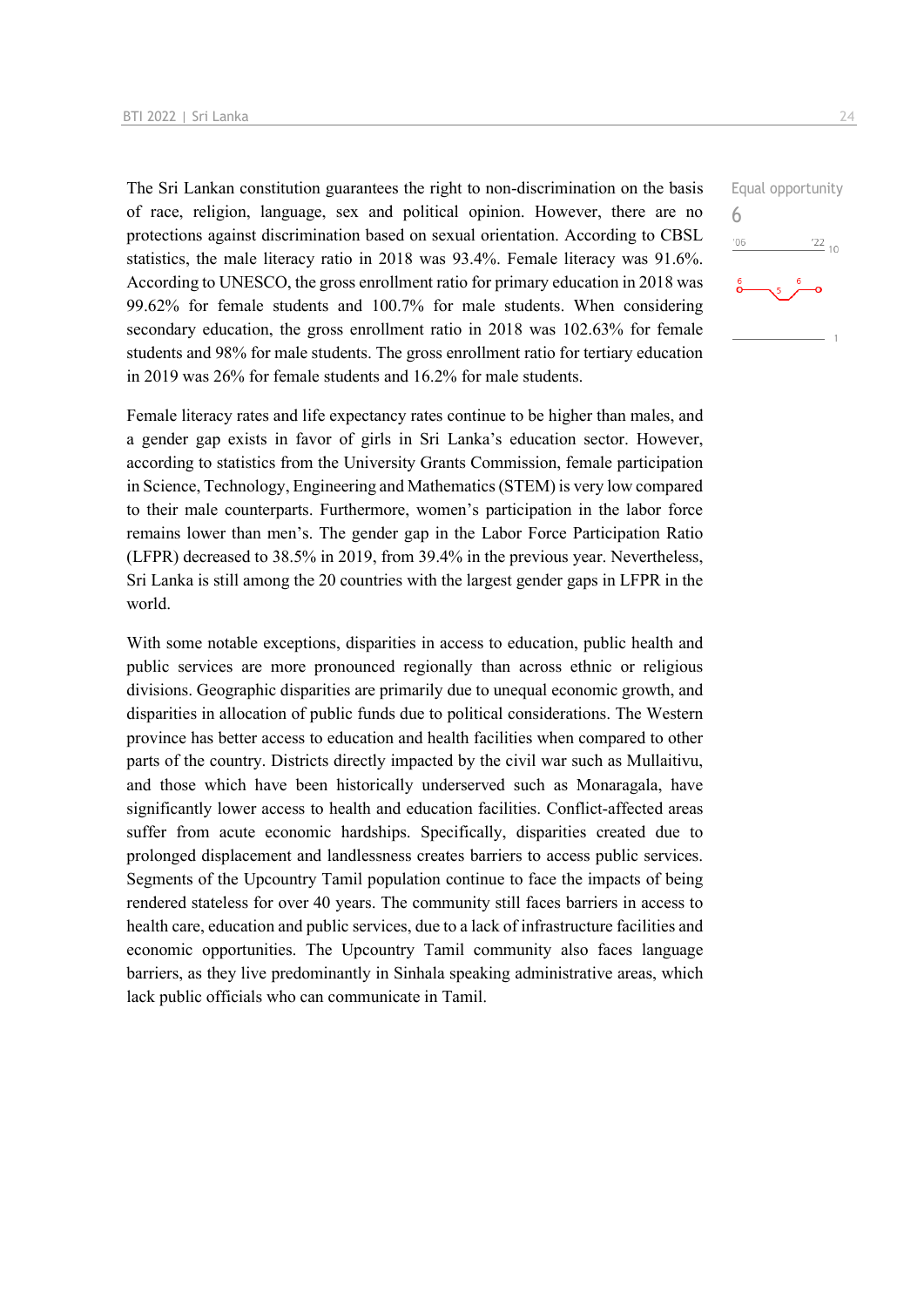Equal opportunity

6

The Sri Lankan constitution guarantees the right to non-discrimination on the basis of race, religion, language, sex and political opinion. However, there are no protections against discrimination based on sexual orientation. According to CBSL statistics, the male literacy ratio in 2018 was 93.4%. Female literacy was 91.6%. According to UNESCO, the gross enrollment ratio for primary education in 2018 was 99.62% for female students and 100.7% for male students. When considering secondary education, the gross enrollment ratio in 2018 was 102.63% for female students and 98% for male students. The gross enrollment ratio for tertiary education in 2019 was 26% for female students and 16.2% for male students.

Female literacy rates and life expectancy rates continue to be higher than males, and a gender gap exists in favor of girls in Sri Lanka's education sector. However, according to statistics from the University Grants Commission, female participation in Science, Technology, Engineering and Mathematics (STEM) is very low compared to their male counterparts. Furthermore, women's participation in the labor force remains lower than men's. The gender gap in the Labor Force Participation Ratio (LFPR) decreased to 38.5% in 2019, from 39.4% in the previous year. Nevertheless, Sri Lanka is still among the 20 countries with the largest gender gaps in LFPR in the world.

With some notable exceptions, disparities in access to education, public health and public services are more pronounced regionally than across ethnic or religious divisions. Geographic disparities are primarily due to unequal economic growth, and disparities in allocation of public funds due to political considerations. The Western province has better access to education and health facilities when compared to other parts of the country. Districts directly impacted by the civil war such as Mullaitivu, and those which have been historically underserved such as Monaragala, have significantly lower access to health and education facilities. Conflict-affected areas suffer from acute economic hardships. Specifically, disparities created due to prolonged displacement and landlessness creates barriers to access public services. Segments of the Upcountry Tamil population continue to face the impacts of being rendered stateless for over 40 years. The community still faces barriers in access to health care, education and public services, due to a lack of infrastructure facilities and economic opportunities. The Upcountry Tamil community also faces language barriers, as they live predominantly in Sinhala speaking administrative areas, which lack public officials who can communicate in Tamil.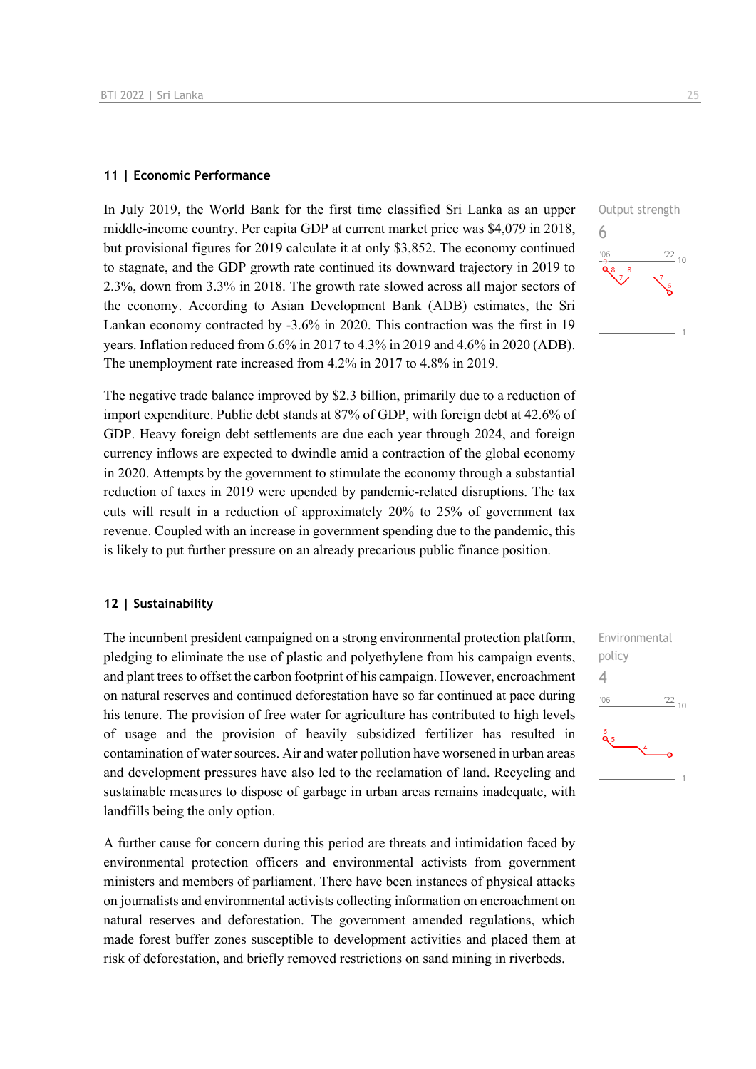## 11 | Economic Performance

In July 2019, the World Bank for the first time classified Sri Lanka as an upper middle-income country. Per capita GDP at current market price was $4,079 in 2018, but provisional figures for 2019 calculate it at only $3,852. The economy continued to stagnate, and the GDP growth rate continued its downward trajectory in 2019 to 2.3%, down from 3.3% in 2018. The growth rate slowed across all major sectors of the economy. According to Asian Development Bank (ADB) estimates, the Sri Lankan economy contracted by -3.6% in 2020. This contraction was the first in 19 years. Inflation reduced from 6.6% in 2017 to 4.3% in 2019 and 4.6% in 2020 (ADB). The unemployment rate increased from 4.2% in 2017 to 4.8% in 2019.

Output strength

6

The negative trade balance improved by $2.3 billion, primarily due to a reduction of import expenditure. Public debt stands at 87% of GDP, with foreign debt at 42.6% of GDP. Heavy foreign debt settlements are due each year through 2024, and foreign currency inflows are expected to dwindle amid a contraction of the global economy in 2020. Attempts by the government to stimulate the economy through a substantial reduction of taxes in 2019 were upended by pandemic-related disruptions. The tax cuts will result in a reduction of approximately 20% to 25% of government tax revenue. Coupled with an increase in government spending due to the pandemic, this is likely to put further pressure on an already precarious public finance position.

## 12 | Sustainability

The incumbent president campaigned on a strong environmental protection platform, pledging to eliminate the use of plastic and polyethylene from his campaign events, and plant trees to offset the carbon footprint of his campaign. However, encroachment on natural reserves and continued deforestation have so far continued at pace during his tenure. The provision of free water for agriculture has contributed to high levels of usage and the provision of heavily subsidized fertilizer has resulted in contamination of water sources. Air and water pollution have worsened in urban areas and development pressures have also led to the reclamation of land. Recycling and sustainable measures to dispose of garbage in urban areas remains inadequate, with landfills being the only option.

Environmental policy

4

A further cause for concern during this period are threats and intimidation faced by environmental protection officers and environmental activists from government ministers and members of parliament. There have been instances of physical attacks on journalists and environmental activists collecting information on encroachment on natural reserves and deforestation. The government amended regulations, which made forest buffer zones susceptible to development activities and placed them at risk of deforestation, and briefly removed restrictions on sand mining in riverbeds.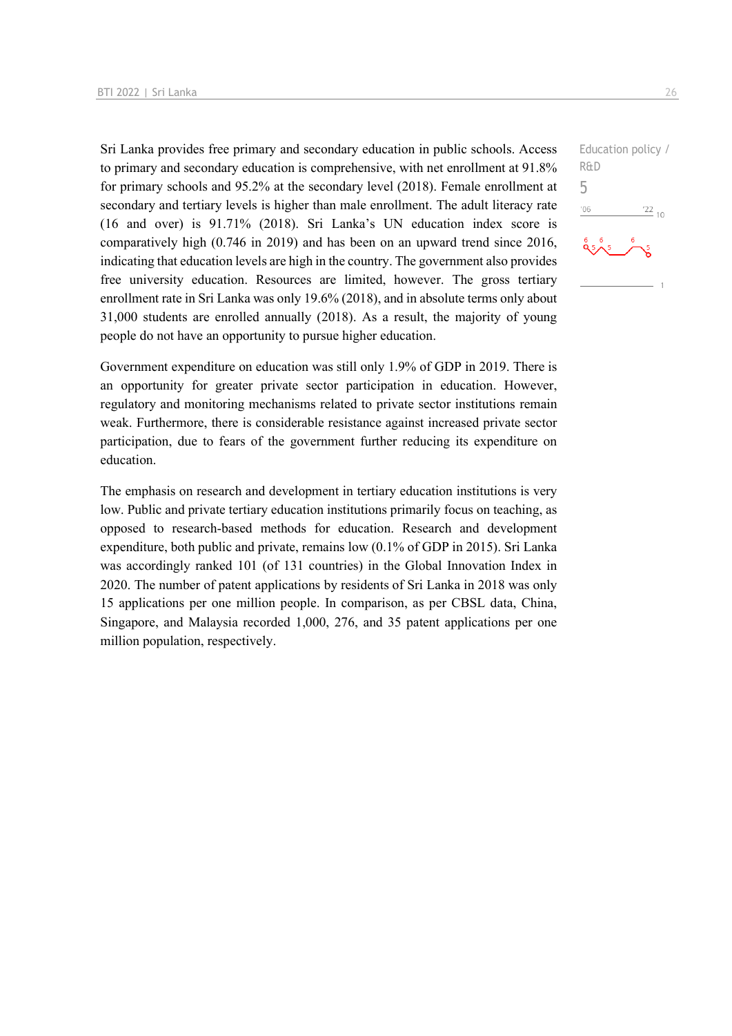Sri Lanka provides free primary and secondary education in public schools. Access to primary and secondary education is comprehensive, with net enrollment at 91.8% for primary schools and 95.2% at the secondary level (2018). Female enrollment at secondary and tertiary levels is higher than male enrollment. The adult literacy rate (16 and over) is 91.71% (2018). Sri Lanka's UN education index score is comparatively high (0.746 in 2019) and has been on an upward trend since 2016, indicating that education levels are high in the country. The government also provides free university education. Resources are limited, however. The gross tertiary enrollment rate in Sri Lanka was only 19.6% (2018), and in absolute terms only about 31,000 students are enrolled annually (2018). As a result, the majority of young people do not have an opportunity to pursue higher education.

Education policy / R&D

5

Government expenditure on education was still only 1.9% of GDP in 2019. There is an opportunity for greater private sector participation in education. However, regulatory and monitoring mechanisms related to private sector institutions remain weak. Furthermore, there is considerable resistance against increased private sector participation, due to fears of the government further reducing its expenditure on education.

The emphasis on research and development in tertiary education institutions is very low. Public and private tertiary education institutions primarily focus on teaching, as opposed to research-based methods for education. Research and development expenditure, both public and private, remains low (0.1% of GDP in 2015). Sri Lanka was accordingly ranked 101 (of 131 countries) in the Global Innovation Index in 2020. The number of patent applications by residents of Sri Lanka in 2018 was only 15 applications per one million people. In comparison, as per CBSL data, China, Singapore, and Malaysia recorded 1,000, 276, and 35 patent applications per one million population, respectively.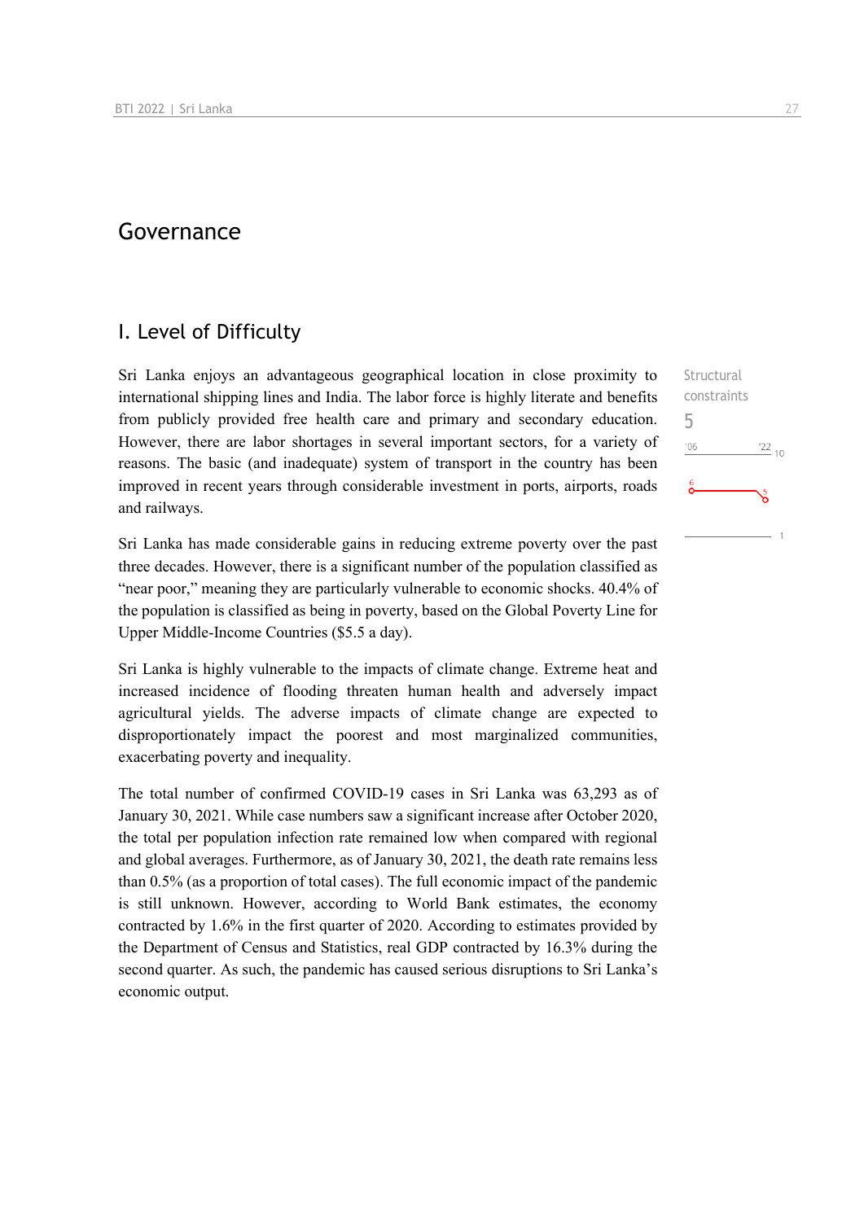# Governance

## I. Level of Difficulty

Structural constraints
5

Sri Lanka enjoys an advantageous geographical location in close proximity to international shipping lines and India. The labor force is highly literate and benefits from publicly provided free health care and primary and secondary education. However, there are labor shortages in several important sectors, for a variety of reasons. The basic (and inadequate) system of transport in the country has been improved in recent years through considerable investment in ports, airports, roads and railways.

Sri Lanka has made considerable gains in reducing extreme poverty over the past three decades. However, there is a significant number of the population classified as "near poor," meaning they are particularly vulnerable to economic shocks. 40.4% of the population is classified as being in poverty, based on the Global Poverty Line for Upper Middle-Income Countries ($5.5 a day).

Sri Lanka is highly vulnerable to the impacts of climate change. Extreme heat and increased incidence of flooding threaten human health and adversely impact agricultural yields. The adverse impacts of climate change are expected to disproportionately impact the poorest and most marginalized communities, exacerbating poverty and inequality.

The total number of confirmed COVID-19 cases in Sri Lanka was 63,293 as of January 30, 2021. While case numbers saw a significant increase after October 2020, the total per population infection rate remained low when compared with regional and global averages. Furthermore, as of January 30, 2021, the death rate remains less than 0.5% (as a proportion of total cases). The full economic impact of the pandemic is still unknown. However, according to World Bank estimates, the economy contracted by 1.6% in the first quarter of 2020. According to estimates provided by the Department of Census and Statistics, real GDP contracted by 16.3% during the second quarter. As such, the pandemic has caused serious disruptions to Sri Lanka's economic output.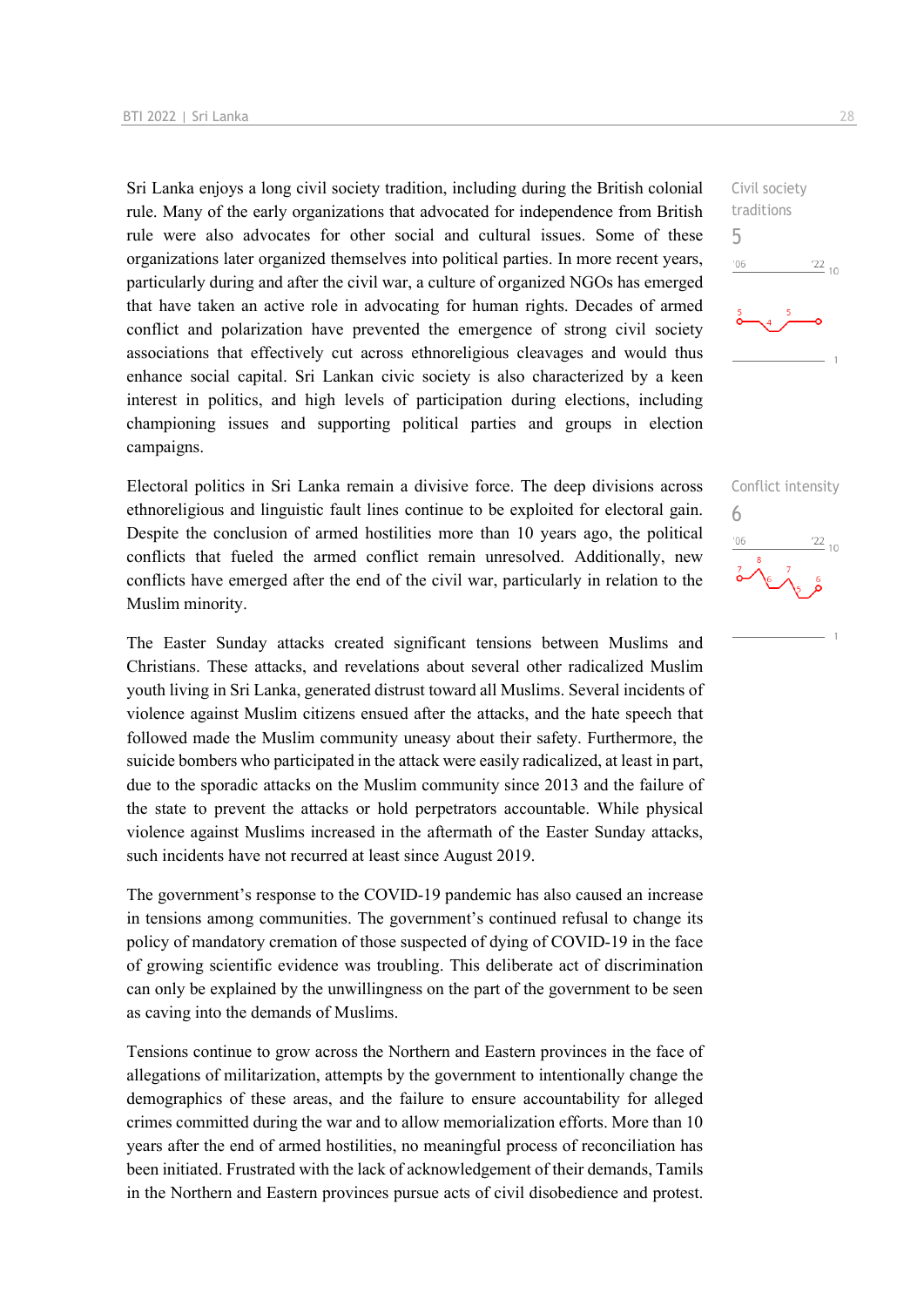Sri Lanka enjoys a long civil society tradition, including during the British colonial rule. Many of the early organizations that advocated for independence from British rule were also advocates for other social and cultural issues. Some of these organizations later organized themselves into political parties. In more recent years, particularly during and after the civil war, a culture of organized NGOs has emerged that have taken an active role in advocating for human rights. Decades of armed conflict and polarization have prevented the emergence of strong civil society associations that effectively cut across ethnoreligious cleavages and would thus enhance social capital. Sri Lankan civic society is also characterized by a keen interest in politics, and high levels of participation during elections, including championing issues and supporting political parties and groups in election campaigns.

Civil society traditions
5

Electoral politics in Sri Lanka remain a divisive force. The deep divisions across ethnoreligious and linguistic fault lines continue to be exploited for electoral gain. Despite the conclusion of armed hostilities more than 10 years ago, the political conflicts that fueled the armed conflict remain unresolved. Additionally, new conflicts have emerged after the end of the civil war, particularly in relation to the Muslim minority.

Conflict intensity
6

The Easter Sunday attacks created significant tensions between Muslims and Christians. These attacks, and revelations about several other radicalized Muslim youth living in Sri Lanka, generated distrust toward all Muslims. Several incidents of violence against Muslim citizens ensued after the attacks, and the hate speech that followed made the Muslim community uneasy about their safety. Furthermore, the suicide bombers who participated in the attack were easily radicalized, at least in part, due to the sporadic attacks on the Muslim community since 2013 and the failure of the state to prevent the attacks or hold perpetrators accountable. While physical violence against Muslims increased in the aftermath of the Easter Sunday attacks, such incidents have not recurred at least since August 2019.

The government's response to the COVID-19 pandemic has also caused an increase in tensions among communities. The government's continued refusal to change its policy of mandatory cremation of those suspected of dying of COVID-19 in the face of growing scientific evidence was troubling. This deliberate act of discrimination can only be explained by the unwillingness on the part of the government to be seen as caving into the demands of Muslims.

Tensions continue to grow across the Northern and Eastern provinces in the face of allegations of militarization, attempts by the government to intentionally change the demographics of these areas, and the failure to ensure accountability for alleged crimes committed during the war and to allow memorialization efforts. More than 10 years after the end of armed hostilities, no meaningful process of reconciliation has been initiated. Frustrated with the lack of acknowledgement of their demands, Tamils in the Northern and Eastern provinces pursue acts of civil disobedience and protest.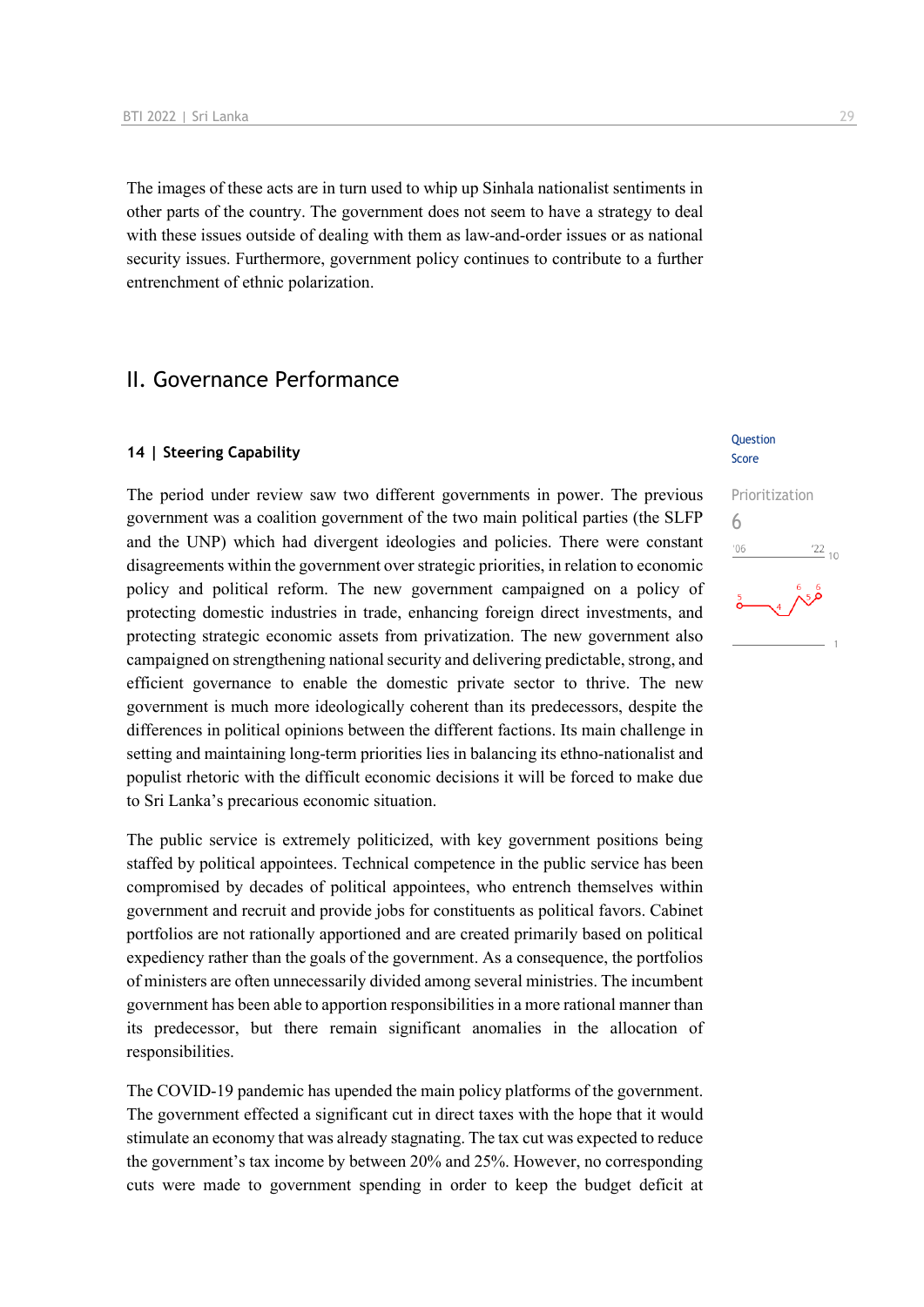The images of these acts are in turn used to whip up Sinhala nationalist sentiments in other parts of the country. The government does not seem to have a strategy to deal with these issues outside of dealing with them as law-and-order issues or as national security issues. Furthermore, government policy continues to contribute to a further entrenchment of ethnic polarization.

## II. Governance Performance

### 14 | Steering Capability

Question Score

Prioritization
6

The period under review saw two different governments in power. The previous government was a coalition government of the two main political parties (the SLFP and the UNP) which had divergent ideologies and policies. There were constant disagreements within the government over strategic priorities, in relation to economic policy and political reform. The new government campaigned on a policy of protecting domestic industries in trade, enhancing foreign direct investments, and protecting strategic economic assets from privatization. The new government also campaigned on strengthening national security and delivering predictable, strong, and efficient governance to enable the domestic private sector to thrive. The new government is much more ideologically coherent than its predecessors, despite the differences in political opinions between the different factions. Its main challenge in setting and maintaining long-term priorities lies in balancing its ethno-nationalist and populist rhetoric with the difficult economic decisions it will be forced to make due to Sri Lanka's precarious economic situation.

The public service is extremely politicized, with key government positions being staffed by political appointees. Technical competence in the public service has been compromised by decades of political appointees, who entrench themselves within government and recruit and provide jobs for constituents as political favors. Cabinet portfolios are not rationally apportioned and are created primarily based on political expediency rather than the goals of the government. As a consequence, the portfolios of ministers are often unnecessarily divided among several ministries. The incumbent government has been able to apportion responsibilities in a more rational manner than its predecessor, but there remain significant anomalies in the allocation of responsibilities.

The COVID-19 pandemic has upended the main policy platforms of the government. The government effected a significant cut in direct taxes with the hope that it would stimulate an economy that was already stagnating. The tax cut was expected to reduce the government's tax income by between 20% and 25%. However, no corresponding cuts were made to government spending in order to keep the budget deficit at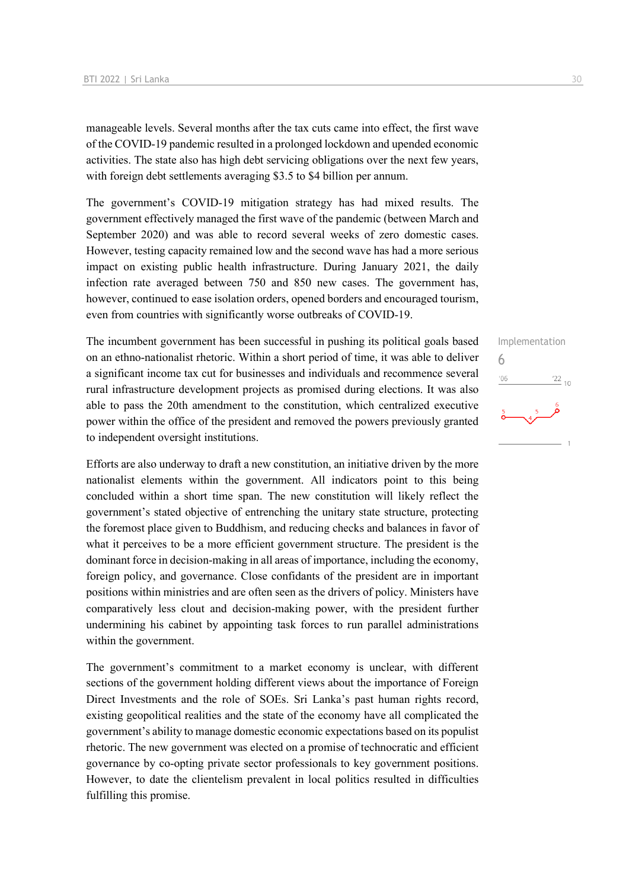manageable levels. Several months after the tax cuts came into effect, the first wave of the COVID-19 pandemic resulted in a prolonged lockdown and upended economic activities. The state also has high debt servicing obligations over the next few years, with foreign debt settlements averaging $3.5 to $4 billion per annum.

The government's COVID-19 mitigation strategy has had mixed results. The government effectively managed the first wave of the pandemic (between March and September 2020) and was able to record several weeks of zero domestic cases. However, testing capacity remained low and the second wave has had a more serious impact on existing public health infrastructure. During January 2021, the daily infection rate averaged between 750 and 850 new cases. The government has, however, continued to ease isolation orders, opened borders and encouraged tourism, even from countries with significantly worse outbreaks of COVID-19.

Implementation
6

The incumbent government has been successful in pushing its political goals based on an ethno-nationalist rhetoric. Within a short period of time, it was able to deliver a significant income tax cut for businesses and individuals and recommence several rural infrastructure development projects as promised during elections. It was also able to pass the 20th amendment to the constitution, which centralized executive power within the office of the president and removed the powers previously granted to independent oversight institutions.

Efforts are also underway to draft a new constitution, an initiative driven by the more nationalist elements within the government. All indicators point to this being concluded within a short time span. The new constitution will likely reflect the government's stated objective of entrenching the unitary state structure, protecting the foremost place given to Buddhism, and reducing checks and balances in favor of what it perceives to be a more efficient government structure. The president is the dominant force in decision-making in all areas of importance, including the economy, foreign policy, and governance. Close confidants of the president are in important positions within ministries and are often seen as the drivers of policy. Ministers have comparatively less clout and decision-making power, with the president further undermining his cabinet by appointing task forces to run parallel administrations within the government.

The government's commitment to a market economy is unclear, with different sections of the government holding different views about the importance of Foreign Direct Investments and the role of SOEs. Sri Lanka's past human rights record, existing geopolitical realities and the state of the economy have all complicated the government's ability to manage domestic economic expectations based on its populist rhetoric. The new government was elected on a promise of technocratic and efficient governance by co-opting private sector professionals to key government positions. However, to date the clientelism prevalent in local politics resulted in difficulties fulfilling this promise.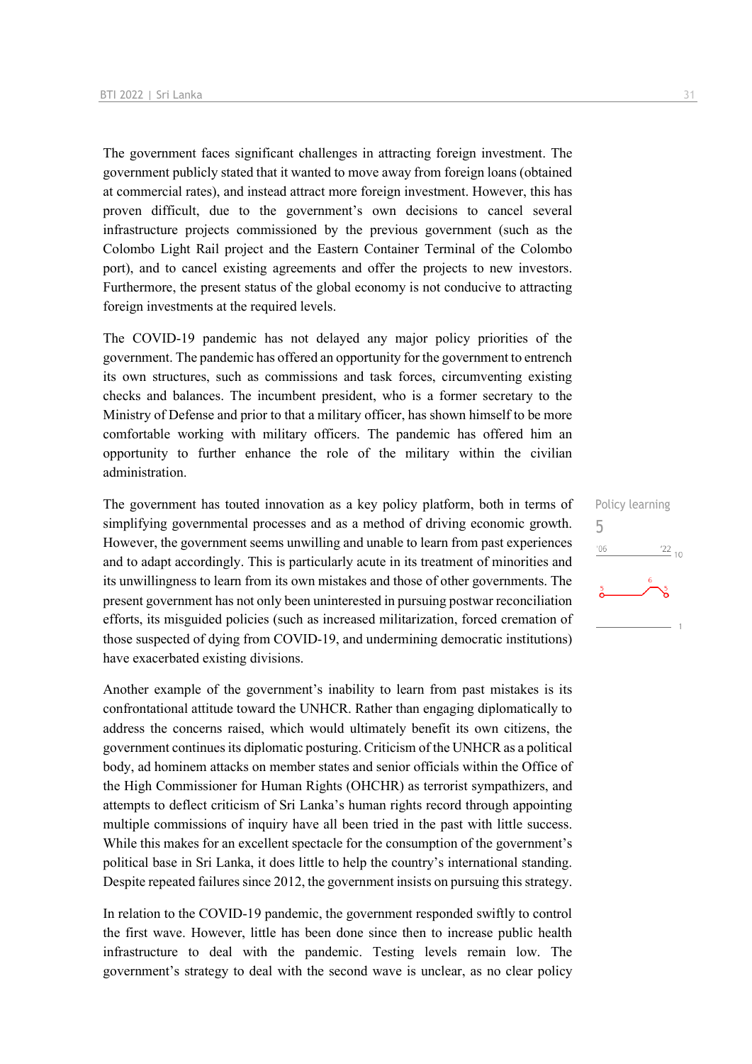The government faces significant challenges in attracting foreign investment. The government publicly stated that it wanted to move away from foreign loans (obtained at commercial rates), and instead attract more foreign investment. However, this has proven difficult, due to the government's own decisions to cancel several infrastructure projects commissioned by the previous government (such as the Colombo Light Rail project and the Eastern Container Terminal of the Colombo port), and to cancel existing agreements and offer the projects to new investors. Furthermore, the present status of the global economy is not conducive to attracting foreign investments at the required levels.

The COVID-19 pandemic has not delayed any major policy priorities of the government. The pandemic has offered an opportunity for the government to entrench its own structures, such as commissions and task forces, circumventing existing checks and balances. The incumbent president, who is a former secretary to the Ministry of Defense and prior to that a military officer, has shown himself to be more comfortable working with military officers. The pandemic has offered him an opportunity to further enhance the role of the military within the civilian administration.

Policy learning
5

The government has touted innovation as a key policy platform, both in terms of simplifying governmental processes and as a method of driving economic growth. However, the government seems unwilling and unable to learn from past experiences and to adapt accordingly. This is particularly acute in its treatment of minorities and its unwillingness to learn from its own mistakes and those of other governments. The present government has not only been uninterested in pursuing postwar reconciliation efforts, its misguided policies (such as increased militarization, forced cremation of those suspected of dying from COVID-19, and undermining democratic institutions) have exacerbated existing divisions.

Another example of the government's inability to learn from past mistakes is its confrontational attitude toward the UNHCR. Rather than engaging diplomatically to address the concerns raised, which would ultimately benefit its own citizens, the government continues its diplomatic posturing. Criticism of the UNHCR as a political body, ad hominem attacks on member states and senior officials within the Office of the High Commissioner for Human Rights (OHCHR) as terrorist sympathizers, and attempts to deflect criticism of Sri Lanka's human rights record through appointing multiple commissions of inquiry have all been tried in the past with little success. While this makes for an excellent spectacle for the consumption of the government's political base in Sri Lanka, it does little to help the country's international standing. Despite repeated failures since 2012, the government insists on pursuing this strategy.

In relation to the COVID-19 pandemic, the government responded swiftly to control the first wave. However, little has been done since then to increase public health infrastructure to deal with the pandemic. Testing levels remain low. The government's strategy to deal with the second wave is unclear, as no clear policy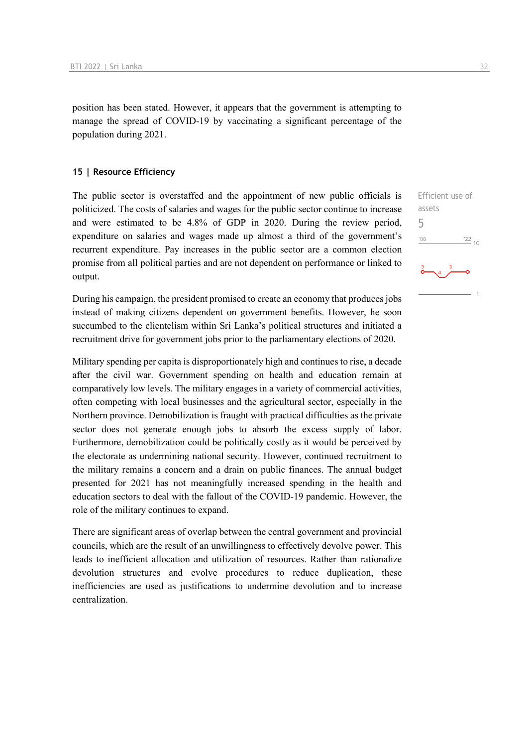position has been stated. However, it appears that the government is attempting to manage the spread of COVID-19 by vaccinating a significant percentage of the population during 2021.

## 15 | Resource Efficiency

Efficient use of assets

5

The public sector is overstaffed and the appointment of new public officials is politicized. The costs of salaries and wages for the public sector continue to increase and were estimated to be 4.8% of GDP in 2020. During the review period, expenditure on salaries and wages made up almost a third of the government's recurrent expenditure. Pay increases in the public sector are a common election promise from all political parties and are not dependent on performance or linked to output.

During his campaign, the president promised to create an economy that produces jobs instead of making citizens dependent on government benefits. However, he soon succumbed to the clientelism within Sri Lanka's political structures and initiated a recruitment drive for government jobs prior to the parliamentary elections of 2020.

Military spending per capita is disproportionately high and continues to rise, a decade after the civil war. Government spending on health and education remain at comparatively low levels. The military engages in a variety of commercial activities, often competing with local businesses and the agricultural sector, especially in the Northern province. Demobilization is fraught with practical difficulties as the private sector does not generate enough jobs to absorb the excess supply of labor. Furthermore, demobilization could be politically costly as it would be perceived by the electorate as undermining national security. However, continued recruitment to the military remains a concern and a drain on public finances. The annual budget presented for 2021 has not meaningfully increased spending in the health and education sectors to deal with the fallout of the COVID-19 pandemic. However, the role of the military continues to expand.

There are significant areas of overlap between the central government and provincial councils, which are the result of an unwillingness to effectively devolve power. This leads to inefficient allocation and utilization of resources. Rather than rationalize devolution structures and evolve procedures to reduce duplication, these inefficiencies are used as justifications to undermine devolution and to increase centralization.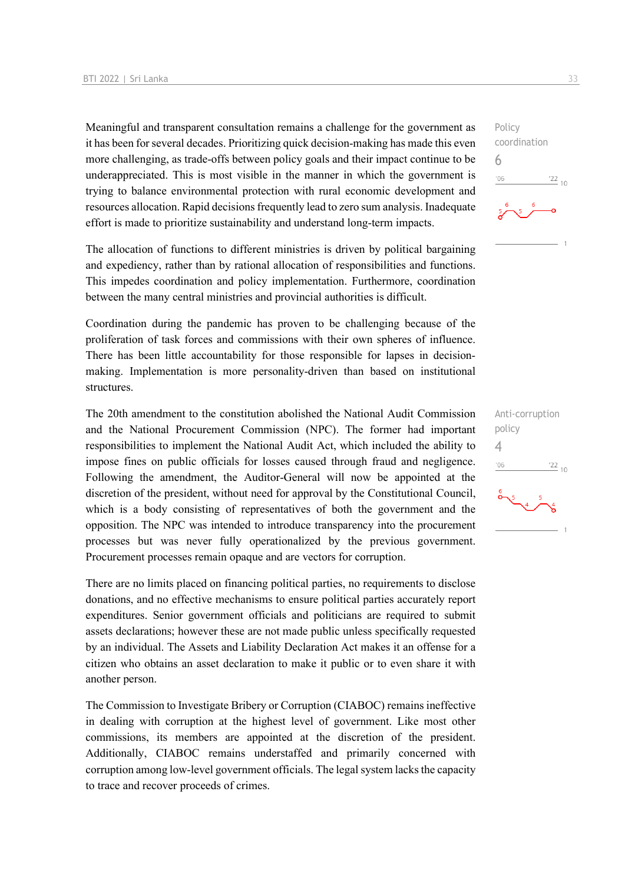Policy coordination
6

Meaningful and transparent consultation remains a challenge for the government as it has been for several decades. Prioritizing quick decision-making has made this even more challenging, as trade-offs between policy goals and their impact continue to be underappreciated. This is most visible in the manner in which the government is trying to balance environmental protection with rural economic development and resources allocation. Rapid decisions frequently lead to zero sum analysis. Inadequate effort is made to prioritize sustainability and understand long-term impacts.

The allocation of functions to different ministries is driven by political bargaining and expediency, rather than by rational allocation of responsibilities and functions. This impedes coordination and policy implementation. Furthermore, coordination between the many central ministries and provincial authorities is difficult.

Coordination during the pandemic has proven to be challenging because of the proliferation of task forces and commissions with their own spheres of influence. There has been little accountability for those responsible for lapses in decision-making. Implementation is more personality-driven than based on institutional structures.

Anti-corruption policy
4

The 20th amendment to the constitution abolished the National Audit Commission and the National Procurement Commission (NPC). The former had important responsibilities to implement the National Audit Act, which included the ability to impose fines on public officials for losses caused through fraud and negligence. Following the amendment, the Auditor-General will now be appointed at the discretion of the president, without need for approval by the Constitutional Council, which is a body consisting of representatives of both the government and the opposition. The NPC was intended to introduce transparency into the procurement processes but was never fully operationalized by the previous government. Procurement processes remain opaque and are vectors for corruption.

There are no limits placed on financing political parties, no requirements to disclose donations, and no effective mechanisms to ensure political parties accurately report expenditures. Senior government officials and politicians are required to submit assets declarations; however these are not made public unless specifically requested by an individual. The Assets and Liability Declaration Act makes it an offense for a citizen who obtains an asset declaration to make it public or to even share it with another person.

The Commission to Investigate Bribery or Corruption (CIABOC) remains ineffective in dealing with corruption at the highest level of government. Like most other commissions, its members are appointed at the discretion of the president. Additionally, CIABOC remains understaffed and primarily concerned with corruption among low-level government officials. The legal system lacks the capacity to trace and recover proceeds of crimes.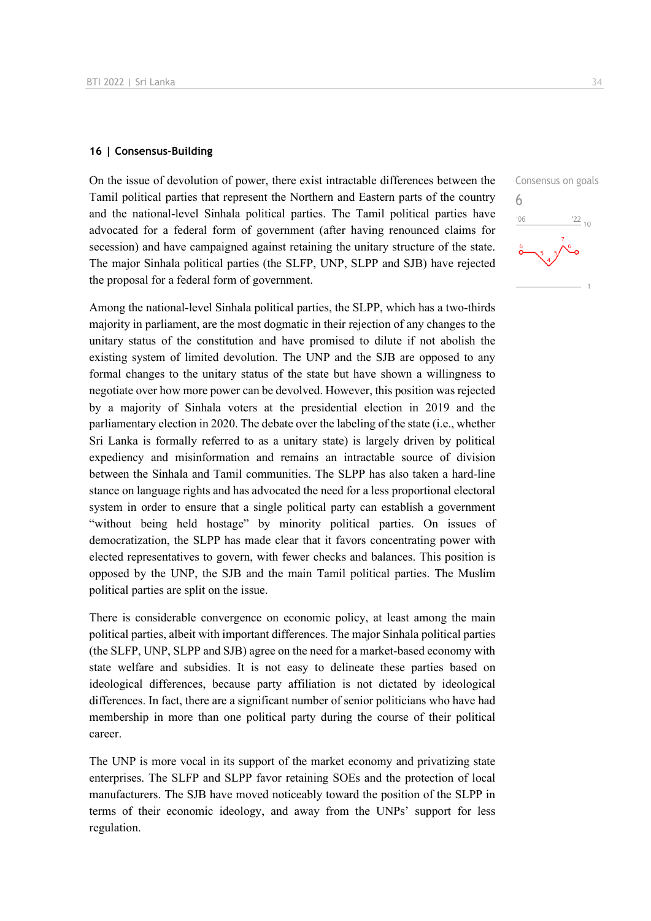## 16 | Consensus-Building

Consensus on goals

6

On the issue of devolution of power, there exist intractable differences between the Tamil political parties that represent the Northern and Eastern parts of the country and the national-level Sinhala political parties. The Tamil political parties have advocated for a federal form of government (after having renounced claims for secession) and have campaigned against retaining the unitary structure of the state. The major Sinhala political parties (the SLFP, UNP, SLPP and SJB) have rejected the proposal for a federal form of government.

Among the national-level Sinhala political parties, the SLPP, which has a two-thirds majority in parliament, are the most dogmatic in their rejection of any changes to the unitary status of the constitution and have promised to dilute if not abolish the existing system of limited devolution. The UNP and the SJB are opposed to any formal changes to the unitary status of the state but have shown a willingness to negotiate over how more power can be devolved. However, this position was rejected by a majority of Sinhala voters at the presidential election in 2019 and the parliamentary election in 2020. The debate over the labeling of the state (i.e., whether Sri Lanka is formally referred to as a unitary state) is largely driven by political expediency and misinformation and remains an intractable source of division between the Sinhala and Tamil communities. The SLPP has also taken a hard-line stance on language rights and has advocated the need for a less proportional electoral system in order to ensure that a single political party can establish a government "without being held hostage" by minority political parties. On issues of democratization, the SLPP has made clear that it favors concentrating power with elected representatives to govern, with fewer checks and balances. This position is opposed by the UNP, the SJB and the main Tamil political parties. The Muslim political parties are split on the issue.

There is considerable convergence on economic policy, at least among the main political parties, albeit with important differences. The major Sinhala political parties (the SLFP, UNP, SLPP and SJB) agree on the need for a market-based economy with state welfare and subsidies. It is not easy to delineate these parties based on ideological differences, because party affiliation is not dictated by ideological differences. In fact, there are a significant number of senior politicians who have had membership in more than one political party during the course of their political career.

The UNP is more vocal in its support of the market economy and privatizing state enterprises. The SLFP and SLPP favor retaining SOEs and the protection of local manufacturers. The SJB have moved noticeably toward the position of the SLPP in terms of their economic ideology, and away from the UNPs' support for less regulation.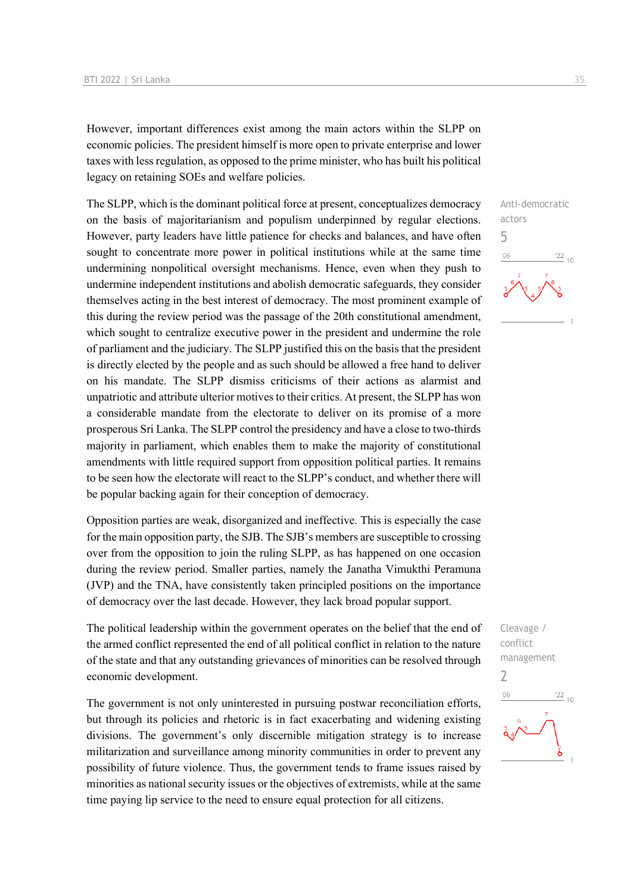However, important differences exist among the main actors within the SLPP on economic policies. The president himself is more open to private enterprise and lower taxes with less regulation, as opposed to the prime minister, who has built his political legacy on retaining SOEs and welfare policies.

Anti-democratic actors
5

The SLPP, which is the dominant political force at present, conceptualizes democracy on the basis of majoritarianism and populism underpinned by regular elections. However, party leaders have little patience for checks and balances, and have often sought to concentrate more power in political institutions while at the same time undermining nonpolitical oversight mechanisms. Hence, even when they push to undermine independent institutions and abolish democratic safeguards, they consider themselves acting in the best interest of democracy. The most prominent example of this during the review period was the passage of the 20th constitutional amendment, which sought to centralize executive power in the president and undermine the role of parliament and the judiciary. The SLPP justified this on the basis that the president is directly elected by the people and as such should be allowed a free hand to deliver on his mandate. The SLPP dismiss criticisms of their actions as alarmist and unpatriotic and attribute ulterior motives to their critics. At present, the SLPP has won a considerable mandate from the electorate to deliver on its promise of a more prosperous Sri Lanka. The SLPP control the presidency and have a close to two-thirds majority in parliament, which enables them to make the majority of constitutional amendments with little required support from opposition political parties. It remains to be seen how the electorate will react to the SLPP's conduct, and whether there will be popular backing again for their conception of democracy.

Opposition parties are weak, disorganized and ineffective. This is especially the case for the main opposition party, the SJB. The SJB's members are susceptible to crossing over from the opposition to join the ruling SLPP, as has happened on one occasion during the review period. Smaller parties, namely the Janatha Vimukthi Peramuna (JVP) and the TNA, have consistently taken principled positions on the importance of democracy over the last decade. However, they lack broad popular support.

Cleavage / conflict management
2

The political leadership within the government operates on the belief that the end of the armed conflict represented the end of all political conflict in relation to the nature of the state and that any outstanding grievances of minorities can be resolved through economic development.

The government is not only uninterested in pursuing postwar reconciliation efforts, but through its policies and rhetoric is in fact exacerbating and widening existing divisions. The government's only discernible mitigation strategy is to increase militarization and surveillance among minority communities in order to prevent any possibility of future violence. Thus, the government tends to frame issues raised by minorities as national security issues or the objectives of extremists, while at the same time paying lip service to the need to ensure equal protection for all citizens.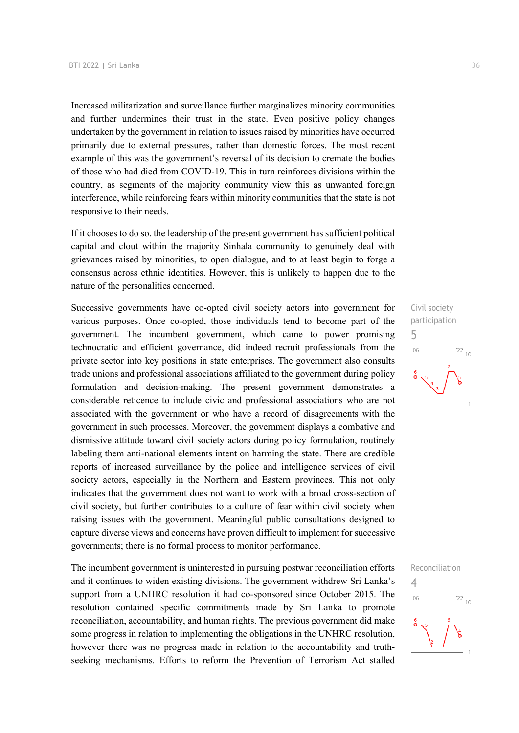Increased militarization and surveillance further marginalizes minority communities and further undermines their trust in the state. Even positive policy changes undertaken by the government in relation to issues raised by minorities have occurred primarily due to external pressures, rather than domestic forces. The most recent example of this was the government's reversal of its decision to cremate the bodies of those who had died from COVID-19. This in turn reinforces divisions within the country, as segments of the majority community view this as unwanted foreign interference, while reinforcing fears within minority communities that the state is not responsive to their needs.

If it chooses to do so, the leadership of the present government has sufficient political capital and clout within the majority Sinhala community to genuinely deal with grievances raised by minorities, to open dialogue, and to at least begin to forge a consensus across ethnic identities. However, this is unlikely to happen due to the nature of the personalities concerned.

Civil society participation
5

Successive governments have co-opted civil society actors into government for various purposes. Once co-opted, those individuals tend to become part of the government. The incumbent government, which came to power promising technocratic and efficient governance, did indeed recruit professionals from the private sector into key positions in state enterprises. The government also consults trade unions and professional associations affiliated to the government during policy formulation and decision-making. The present government demonstrates a considerable reticence to include civic and professional associations who are not associated with the government or who have a record of disagreements with the government in such processes. Moreover, the government displays a combative and dismissive attitude toward civil society actors during policy formulation, routinely labeling them anti-national elements intent on harming the state. There are credible reports of increased surveillance by the police and intelligence services of civil society actors, especially in the Northern and Eastern provinces. This not only indicates that the government does not want to work with a broad cross-section of civil society, but further contributes to a culture of fear within civil society when raising issues with the government. Meaningful public consultations designed to capture diverse views and concerns have proven difficult to implement for successive governments; there is no formal process to monitor performance.

Reconciliation
4

The incumbent government is uninterested in pursuing postwar reconciliation efforts and it continues to widen existing divisions. The government withdrew Sri Lanka's support from a UNHRC resolution it had co-sponsored since October 2015. The resolution contained specific commitments made by Sri Lanka to promote reconciliation, accountability, and human rights. The previous government did make some progress in relation to implementing the obligations in the UNHRC resolution, however there was no progress made in relation to the accountability and truth-seeking mechanisms. Efforts to reform the Prevention of Terrorism Act stalled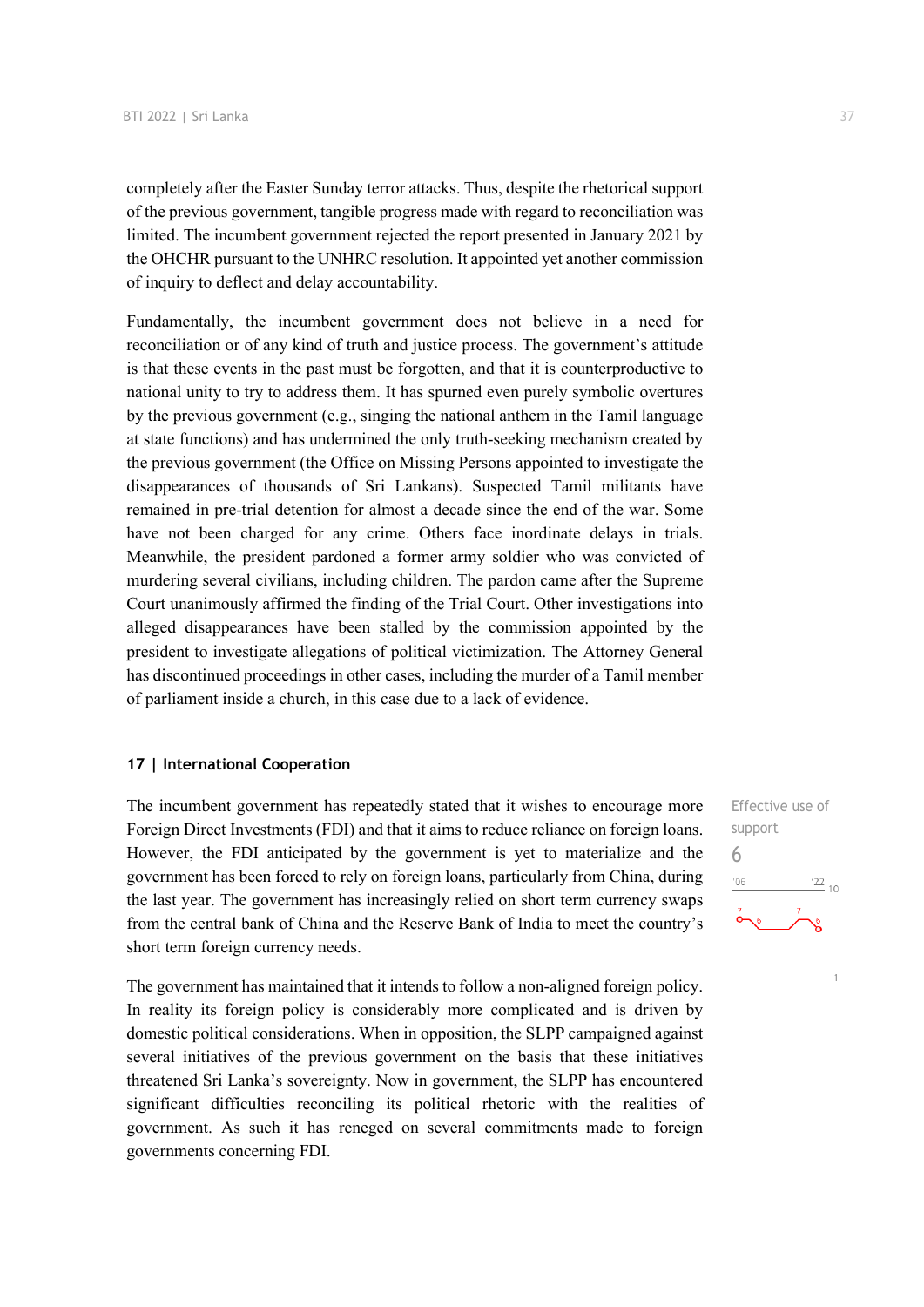completely after the Easter Sunday terror attacks. Thus, despite the rhetorical support of the previous government, tangible progress made with regard to reconciliation was limited. The incumbent government rejected the report presented in January 2021 by the OHCHR pursuant to the UNHRC resolution. It appointed yet another commission of inquiry to deflect and delay accountability.

Fundamentally, the incumbent government does not believe in a need for reconciliation or of any kind of truth and justice process. The government's attitude is that these events in the past must be forgotten, and that it is counterproductive to national unity to try to address them. It has spurned even purely symbolic overtures by the previous government (e.g., singing the national anthem in the Tamil language at state functions) and has undermined the only truth-seeking mechanism created by the previous government (the Office on Missing Persons appointed to investigate the disappearances of thousands of Sri Lankans). Suspected Tamil militants have remained in pre-trial detention for almost a decade since the end of the war. Some have not been charged for any crime. Others face inordinate delays in trials. Meanwhile, the president pardoned a former army soldier who was convicted of murdering several civilians, including children. The pardon came after the Supreme Court unanimously affirmed the finding of the Trial Court. Other investigations into alleged disappearances have been stalled by the commission appointed by the president to investigate allegations of political victimization. The Attorney General has discontinued proceedings in other cases, including the murder of a Tamil member of parliament inside a church, in this case due to a lack of evidence.

## 17 | International Cooperation

Effective use of support
6

The incumbent government has repeatedly stated that it wishes to encourage more Foreign Direct Investments (FDI) and that it aims to reduce reliance on foreign loans. However, the FDI anticipated by the government is yet to materialize and the government has been forced to rely on foreign loans, particularly from China, during the last year. The government has increasingly relied on short term currency swaps from the central bank of China and the Reserve Bank of India to meet the country's short term foreign currency needs.

The government has maintained that it intends to follow a non-aligned foreign policy. In reality its foreign policy is considerably more complicated and is driven by domestic political considerations. When in opposition, the SLPP campaigned against several initiatives of the previous government on the basis that these initiatives threatened Sri Lanka's sovereignty. Now in government, the SLPP has encountered significant difficulties reconciling its political rhetoric with the realities of government. As such it has reneged on several commitments made to foreign governments concerning FDI.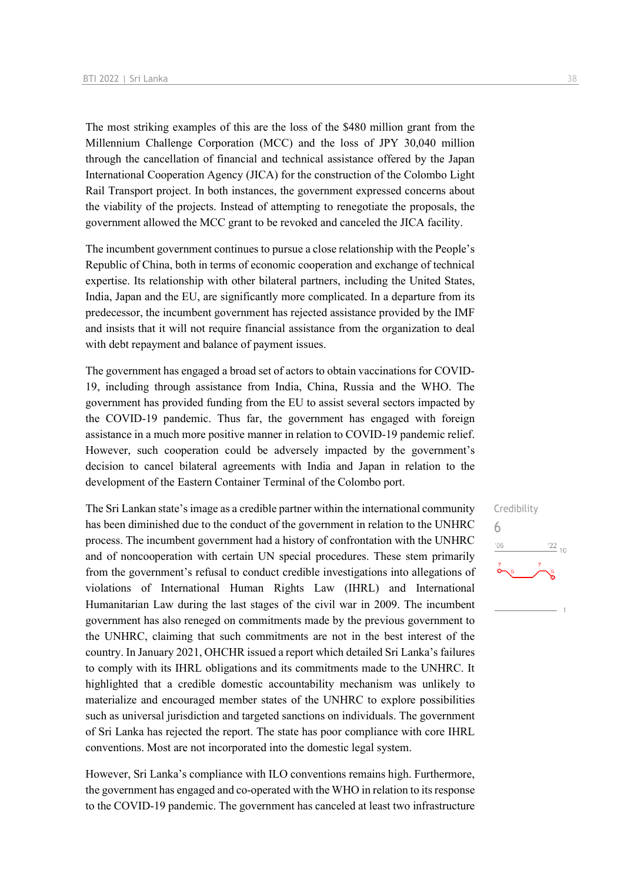The most striking examples of this are the loss of the $480 million grant from the Millennium Challenge Corporation (MCC) and the loss of JPY 30,040 million through the cancellation of financial and technical assistance offered by the Japan International Cooperation Agency (JICA) for the construction of the Colombo Light Rail Transport project. In both instances, the government expressed concerns about the viability of the projects. Instead of attempting to renegotiate the proposals, the government allowed the MCC grant to be revoked and canceled the JICA facility.

The incumbent government continues to pursue a close relationship with the People's Republic of China, both in terms of economic cooperation and exchange of technical expertise. Its relationship with other bilateral partners, including the United States, India, Japan and the EU, are significantly more complicated. In a departure from its predecessor, the incumbent government has rejected assistance provided by the IMF and insists that it will not require financial assistance from the organization to deal with debt repayment and balance of payment issues.

The government has engaged a broad set of actors to obtain vaccinations for COVID-19, including through assistance from India, China, Russia and the WHO. The government has provided funding from the EU to assist several sectors impacted by the COVID-19 pandemic. Thus far, the government has engaged with foreign assistance in a much more positive manner in relation to COVID-19 pandemic relief. However, such cooperation could be adversely impacted by the government's decision to cancel bilateral agreements with India and Japan in relation to the development of the Eastern Container Terminal of the Colombo port.

Credibility
6

The Sri Lankan state's image as a credible partner within the international community has been diminished due to the conduct of the government in relation to the UNHRC process. The incumbent government had a history of confrontation with the UNHRC and of noncooperation with certain UN special procedures. These stem primarily from the government's refusal to conduct credible investigations into allegations of violations of International Human Rights Law (IHRL) and International Humanitarian Law during the last stages of the civil war in 2009. The incumbent government has also reneged on commitments made by the previous government to the UNHRC, claiming that such commitments are not in the best interest of the country. In January 2021, OHCHR issued a report which detailed Sri Lanka's failures to comply with its IHRL obligations and its commitments made to the UNHRC. It highlighted that a credible domestic accountability mechanism was unlikely to materialize and encouraged member states of the UNHRC to explore possibilities such as universal jurisdiction and targeted sanctions on individuals. The government of Sri Lanka has rejected the report. The state has poor compliance with core IHRL conventions. Most are not incorporated into the domestic legal system.

However, Sri Lanka's compliance with ILO conventions remains high. Furthermore, the government has engaged and co-operated with the WHO in relation to its response to the COVID-19 pandemic. The government has canceled at least two infrastructure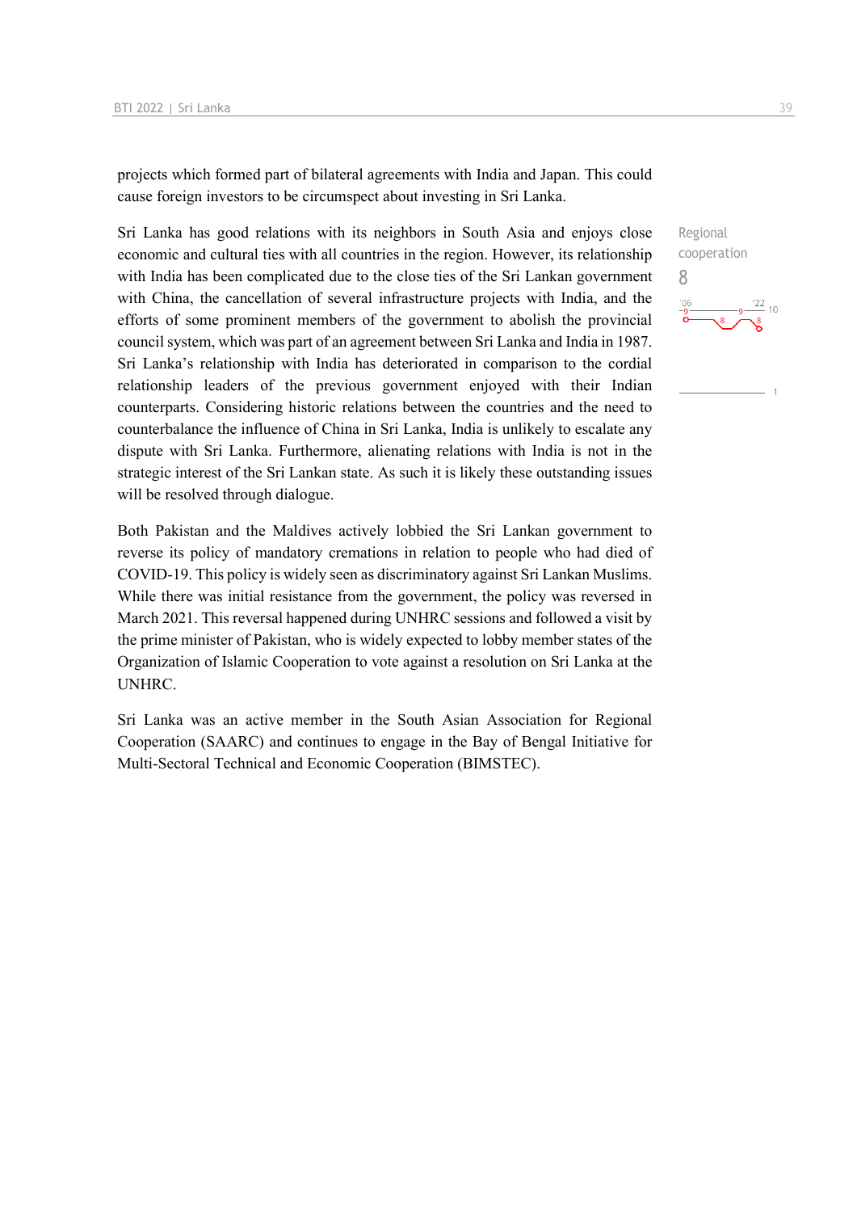projects which formed part of bilateral agreements with India and Japan. This could cause foreign investors to be circumspect about investing in Sri Lanka.

Regional cooperation

8

Sri Lanka has good relations with its neighbors in South Asia and enjoys close economic and cultural ties with all countries in the region. However, its relationship with India has been complicated due to the close ties of the Sri Lankan government with China, the cancellation of several infrastructure projects with India, and the efforts of some prominent members of the government to abolish the provincial council system, which was part of an agreement between Sri Lanka and India in 1987. Sri Lanka's relationship with India has deteriorated in comparison to the cordial relationship leaders of the previous government enjoyed with their Indian counterparts. Considering historic relations between the countries and the need to counterbalance the influence of China in Sri Lanka, India is unlikely to escalate any dispute with Sri Lanka. Furthermore, alienating relations with India is not in the strategic interest of the Sri Lankan state. As such it is likely these outstanding issues will be resolved through dialogue.

Both Pakistan and the Maldives actively lobbied the Sri Lankan government to reverse its policy of mandatory cremations in relation to people who had died of COVID-19. This policy is widely seen as discriminatory against Sri Lankan Muslims. While there was initial resistance from the government, the policy was reversed in March 2021. This reversal happened during UNHRC sessions and followed a visit by the prime minister of Pakistan, who is widely expected to lobby member states of the Organization of Islamic Cooperation to vote against a resolution on Sri Lanka at the UNHRC.

Sri Lanka was an active member in the South Asian Association for Regional Cooperation (SAARC) and continues to engage in the Bay of Bengal Initiative for Multi-Sectoral Technical and Economic Cooperation (BIMSTEC).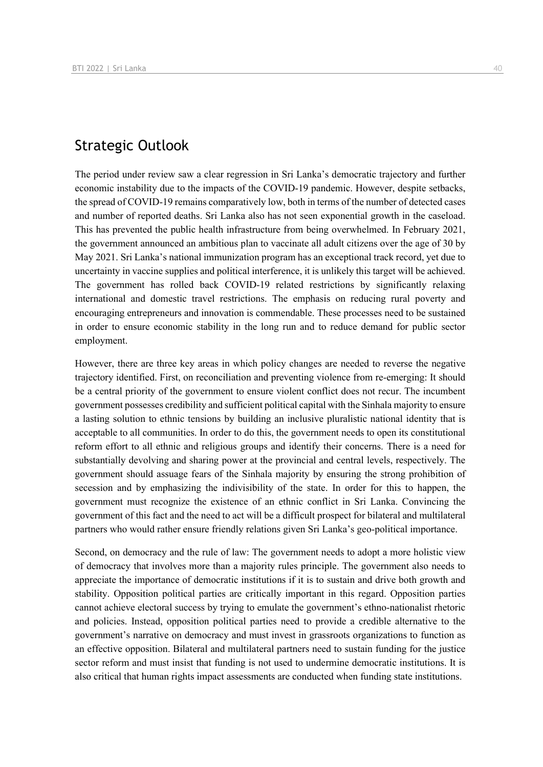## Strategic Outlook

The period under review saw a clear regression in Sri Lanka's democratic trajectory and further economic instability due to the impacts of the COVID-19 pandemic. However, despite setbacks, the spread of COVID-19 remains comparatively low, both in terms of the number of detected cases and number of reported deaths. Sri Lanka also has not seen exponential growth in the caseload. This has prevented the public health infrastructure from being overwhelmed. In February 2021, the government announced an ambitious plan to vaccinate all adult citizens over the age of 30 by May 2021. Sri Lanka's national immunization program has an exceptional track record, yet due to uncertainty in vaccine supplies and political interference, it is unlikely this target will be achieved. The government has rolled back COVID-19 related restrictions by significantly relaxing international and domestic travel restrictions. The emphasis on reducing rural poverty and encouraging entrepreneurs and innovation is commendable. These processes need to be sustained in order to ensure economic stability in the long run and to reduce demand for public sector employment.

However, there are three key areas in which policy changes are needed to reverse the negative trajectory identified. First, on reconciliation and preventing violence from re-emerging: It should be a central priority of the government to ensure violent conflict does not recur. The incumbent government possesses credibility and sufficient political capital with the Sinhala majority to ensure a lasting solution to ethnic tensions by building an inclusive pluralistic national identity that is acceptable to all communities. In order to do this, the government needs to open its constitutional reform effort to all ethnic and religious groups and identify their concerns. There is a need for substantially devolving and sharing power at the provincial and central levels, respectively. The government should assuage fears of the Sinhala majority by ensuring the strong prohibition of secession and by emphasizing the indivisibility of the state. In order for this to happen, the government must recognize the existence of an ethnic conflict in Sri Lanka. Convincing the government of this fact and the need to act will be a difficult prospect for bilateral and multilateral partners who would rather ensure friendly relations given Sri Lanka's geo-political importance.

Second, on democracy and the rule of law: The government needs to adopt a more holistic view of democracy that involves more than a majority rules principle. The government also needs to appreciate the importance of democratic institutions if it is to sustain and drive both growth and stability. Opposition political parties are critically important in this regard. Opposition parties cannot achieve electoral success by trying to emulate the government's ethno-nationalist rhetoric and policies. Instead, opposition political parties need to provide a credible alternative to the government's narrative on democracy and must invest in grassroots organizations to function as an effective opposition. Bilateral and multilateral partners need to sustain funding for the justice sector reform and must insist that funding is not used to undermine democratic institutions. It is also critical that human rights impact assessments are conducted when funding state institutions.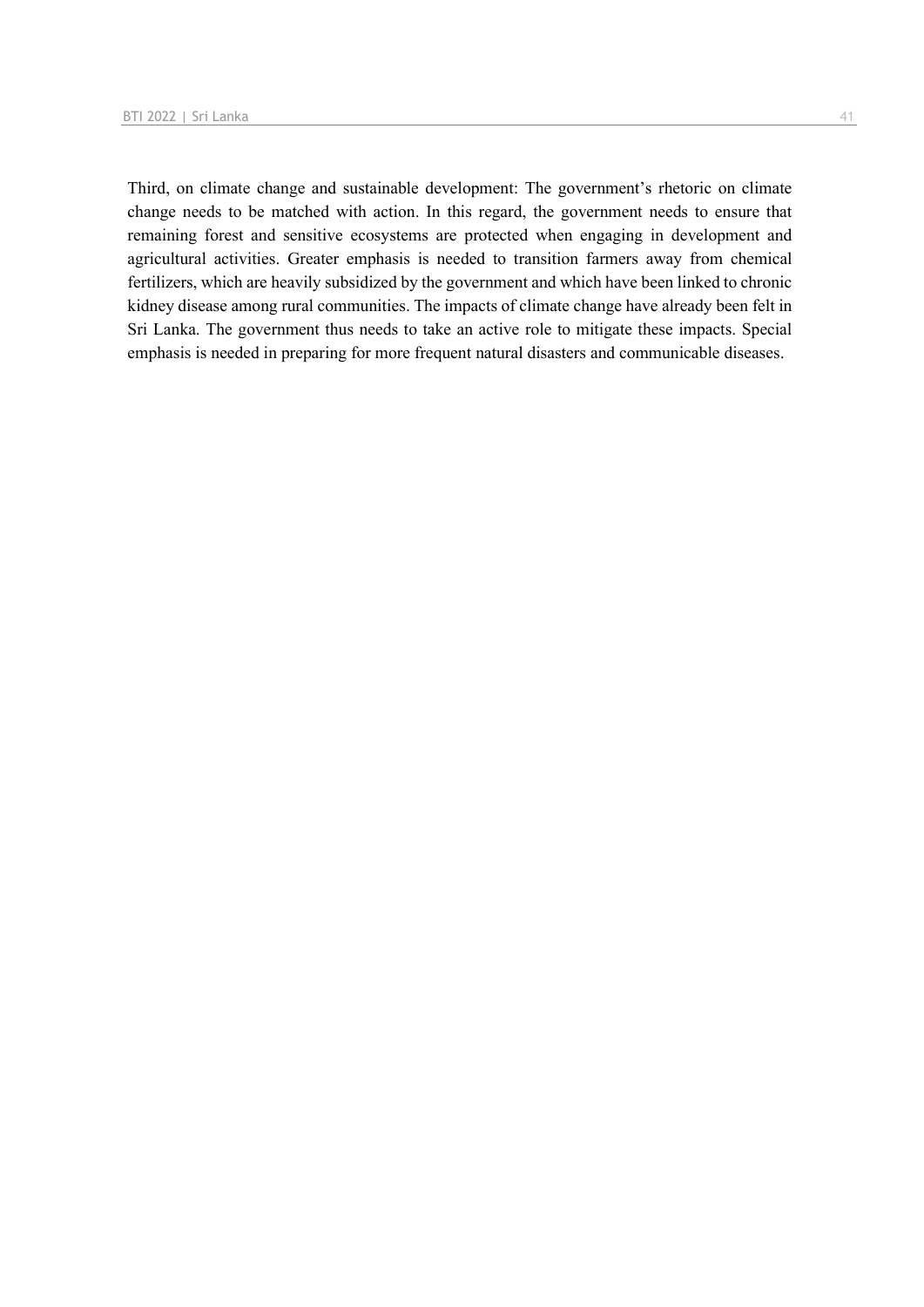Third, on climate change and sustainable development: The government's rhetoric on climate change needs to be matched with action. In this regard, the government needs to ensure that remaining forest and sensitive ecosystems are protected when engaging in development and agricultural activities. Greater emphasis is needed to transition farmers away from chemical fertilizers, which are heavily subsidized by the government and which have been linked to chronic kidney disease among rural communities. The impacts of climate change have already been felt in Sri Lanka. The government thus needs to take an active role to mitigate these impacts. Special emphasis is needed in preparing for more frequent natural disasters and communicable diseases.